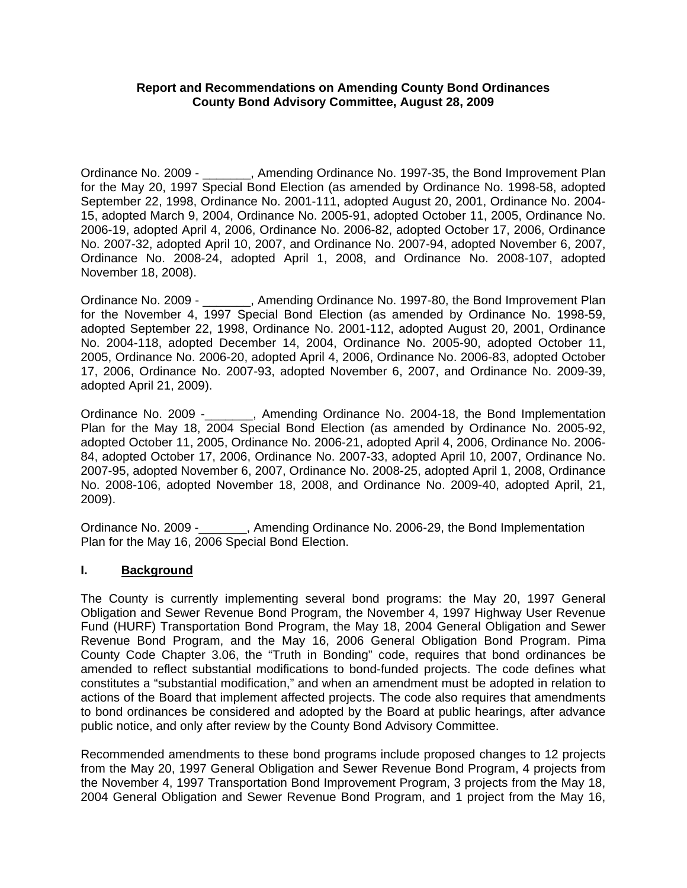**Report and Recommendations on Amending County Bond Ordinances**
**County Bond Advisory Committee, August 28, 2009**

Ordinance No. 2009 - _______, Amending Ordinance No. 1997-35, the Bond Improvement Plan for the May 20, 1997 Special Bond Election (as amended by Ordinance No. 1998-58, adopted September 22, 1998, Ordinance No. 2001-111, adopted August 20, 2001, Ordinance No. 2004-15, adopted March 9, 2004, Ordinance No. 2005-91, adopted October 11, 2005, Ordinance No. 2006-19, adopted April 4, 2006, Ordinance No. 2006-82, adopted October 17, 2006, Ordinance No. 2007-32, adopted April 10, 2007, and Ordinance No. 2007-94, adopted November 6, 2007, Ordinance No. 2008-24, adopted April 1, 2008, and Ordinance No. 2008-107, adopted November 18, 2008).

Ordinance No. 2009 - _______, Amending Ordinance No. 1997-80, the Bond Improvement Plan for the November 4, 1997 Special Bond Election (as amended by Ordinance No. 1998-59, adopted September 22, 1998, Ordinance No. 2001-112, adopted August 20, 2001, Ordinance No. 2004-118, adopted December 14, 2004, Ordinance No. 2005-90, adopted October 11, 2005, Ordinance No. 2006-20, adopted April 4, 2006, Ordinance No. 2006-83, adopted October 17, 2006, Ordinance No. 2007-93, adopted November 6, 2007, and Ordinance No. 2009-39, adopted April 21, 2009).

Ordinance No. 2009 -_______, Amending Ordinance No. 2004-18, the Bond Implementation Plan for the May 18, 2004 Special Bond Election (as amended by Ordinance No. 2005-92, adopted October 11, 2005, Ordinance No. 2006-21, adopted April 4, 2006, Ordinance No. 2006-84, adopted October 17, 2006, Ordinance No. 2007-33, adopted April 10, 2007, Ordinance No. 2007-95, adopted November 6, 2007, Ordinance No. 2008-25, adopted April 1, 2008, Ordinance No. 2008-106, adopted November 18, 2008, and Ordinance No. 2009-40, adopted April, 21, 2009).

Ordinance No. 2009 -_______, Amending Ordinance No. 2006-29, the Bond Implementation Plan for the May 16, 2006 Special Bond Election.

## I. Background

The County is currently implementing several bond programs: the May 20, 1997 General Obligation and Sewer Revenue Bond Program, the November 4, 1997 Highway User Revenue Fund (HURF) Transportation Bond Program, the May 18, 2004 General Obligation and Sewer Revenue Bond Program, and the May 16, 2006 General Obligation Bond Program. Pima County Code Chapter 3.06, the "Truth in Bonding" code, requires that bond ordinances be amended to reflect substantial modifications to bond-funded projects. The code defines what constitutes a "substantial modification," and when an amendment must be adopted in relation to actions of the Board that implement affected projects. The code also requires that amendments to bond ordinances be considered and adopted by the Board at public hearings, after advance public notice, and only after review by the County Bond Advisory Committee.

Recommended amendments to these bond programs include proposed changes to 12 projects from the May 20, 1997 General Obligation and Sewer Revenue Bond Program, 4 projects from the November 4, 1997 Transportation Bond Improvement Program, 3 projects from the May 18, 2004 General Obligation and Sewer Revenue Bond Program, and 1 project from the May 16,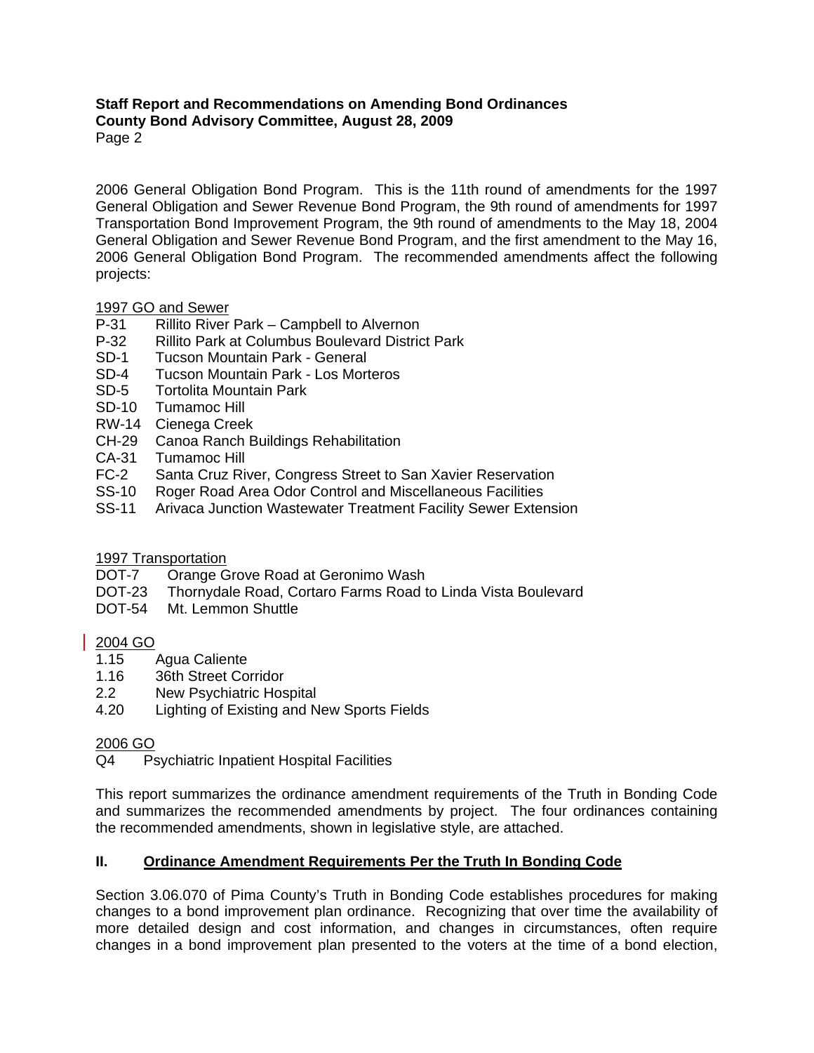2006 General Obligation Bond Program. This is the 11th round of amendments for the 1997 General Obligation and Sewer Revenue Bond Program, the 9th round of amendments for 1997 Transportation Bond Improvement Program, the 9th round of amendments to the May 18, 2004 General Obligation and Sewer Revenue Bond Program, and the first amendment to the May 16, 2006 General Obligation Bond Program. The recommended amendments affect the following projects:

1997 GO and Sewer

- P-31 Rillito River Park – Campbell to Alvernon
- P-32 Rillito Park at Columbus Boulevard District Park
- SD-1 Tucson Mountain Park - General
- SD-4 Tucson Mountain Park - Los Morteros
- SD-5 Tortolita Mountain Park
- SD-10 Tumamoc Hill
- RW-14 Cienega Creek
- CH-29 Canoa Ranch Buildings Rehabilitation
- CA-31 Tumamoc Hill
- FC-2 Santa Cruz River, Congress Street to San Xavier Reservation
- SS-10 Roger Road Area Odor Control and Miscellaneous Facilities
- SS-11 Arivaca Junction Wastewater Treatment Facility Sewer Extension

1997 Transportation

- DOT-7 Orange Grove Road at Geronimo Wash
- DOT-23 Thornydale Road, Cortaro Farms Road to Linda Vista Boulevard
- DOT-54 Mt. Lemmon Shuttle

2004 GO

- 1.15 Agua Caliente
- 1.16 36th Street Corridor
- 2.2 New Psychiatric Hospital
- 4.20 Lighting of Existing and New Sports Fields

2006 GO

- Q4 Psychiatric Inpatient Hospital Facilities

This report summarizes the ordinance amendment requirements of the Truth in Bonding Code and summarizes the recommended amendments by project. The four ordinances containing the recommended amendments, shown in legislative style, are attached.

## II. Ordinance Amendment Requirements Per the Truth In Bonding Code

Section 3.06.070 of Pima County's Truth in Bonding Code establishes procedures for making changes to a bond improvement plan ordinance. Recognizing that over time the availability of more detailed design and cost information, and changes in circumstances, often require changes in a bond improvement plan presented to the voters at the time of a bond election,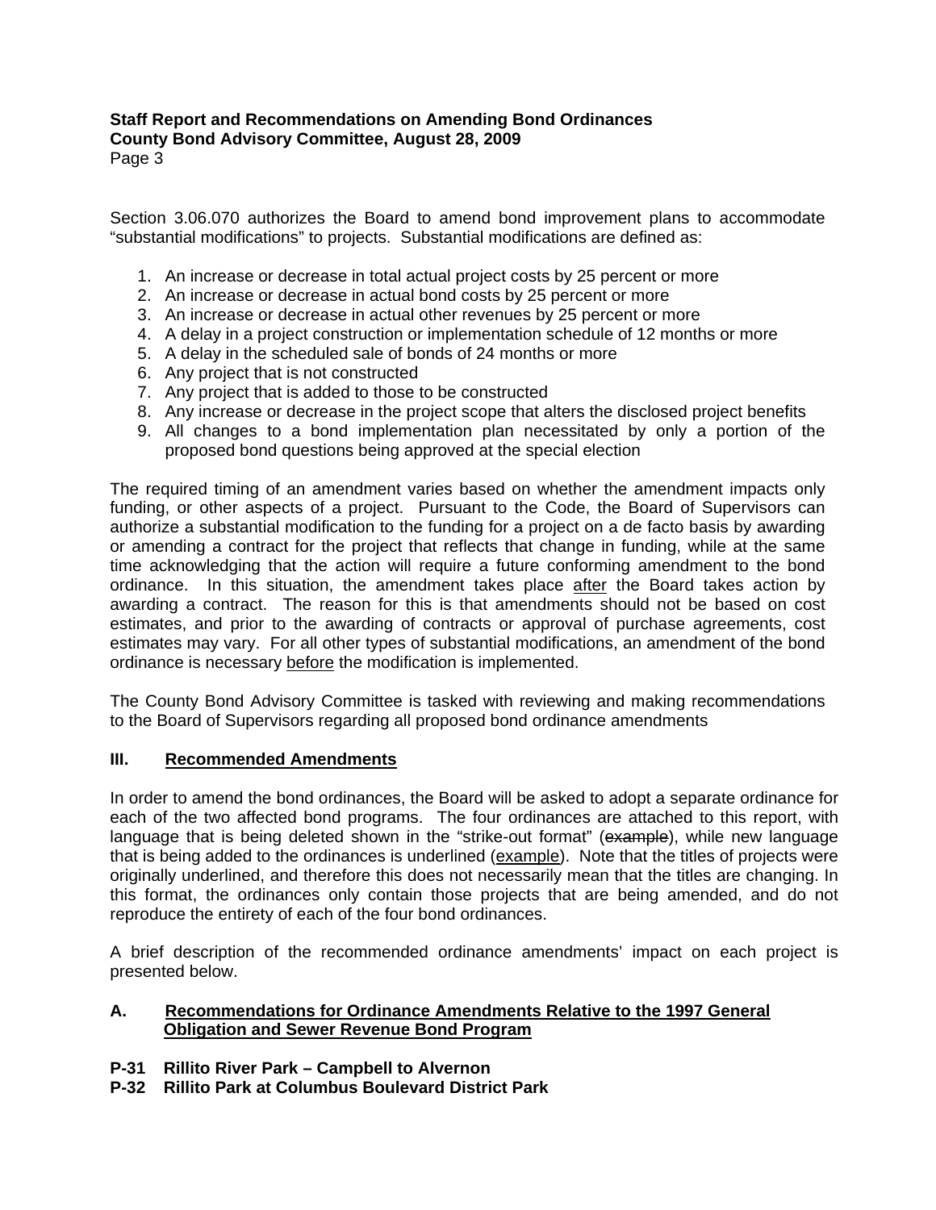Section 3.06.070 authorizes the Board to amend bond improvement plans to accommodate "substantial modifications" to projects. Substantial modifications are defined as:

1. An increase or decrease in total actual project costs by 25 percent or more
2. An increase or decrease in actual bond costs by 25 percent or more
3. An increase or decrease in actual other revenues by 25 percent or more
4. A delay in a project construction or implementation schedule of 12 months or more
5. A delay in the scheduled sale of bonds of 24 months or more
6. Any project that is not constructed
7. Any project that is added to those to be constructed
8. Any increase or decrease in the project scope that alters the disclosed project benefits
9. All changes to a bond implementation plan necessitated by only a portion of the proposed bond questions being approved at the special election

The required timing of an amendment varies based on whether the amendment impacts only funding, or other aspects of a project. Pursuant to the Code, the Board of Supervisors can authorize a substantial modification to the funding for a project on a de facto basis by awarding or amending a contract for the project that reflects that change in funding, while at the same time acknowledging that the action will require a future conforming amendment to the bond ordinance. In this situation, the amendment takes place <u>after</u> the Board takes action by awarding a contract. The reason for this is that amendments should not be based on cost estimates, and prior to the awarding of contracts or approval of purchase agreements, cost estimates may vary. For all other types of substantial modifications, an amendment of the bond ordinance is necessary <u>before</u> the modification is implemented.

The County Bond Advisory Committee is tasked with reviewing and making recommendations to the Board of Supervisors regarding all proposed bond ordinance amendments

## III. <u>Recommended Amendments</u>

In order to amend the bond ordinances, the Board will be asked to adopt a separate ordinance for each of the two affected bond programs. The four ordinances are attached to this report, with language that is being deleted shown in the "strike-out format" (~~example~~), while new language that is being added to the ordinances is underlined (<u>example</u>). Note that the titles of projects were originally underlined, and therefore this does not necessarily mean that the titles are changing. In this format, the ordinances only contain those projects that are being amended, and do not reproduce the entirety of each of the four bond ordinances.

A brief description of the recommended ordinance amendments' impact on each project is presented below.

### A. <u>Recommendations for Ordinance Amendments Relative to the 1997 General Obligation and Sewer Revenue Bond Program</u>

**P-31 Rillito River Park – Campbell to Alvernon**
**P-32 Rillito Park at Columbus Boulevard District Park**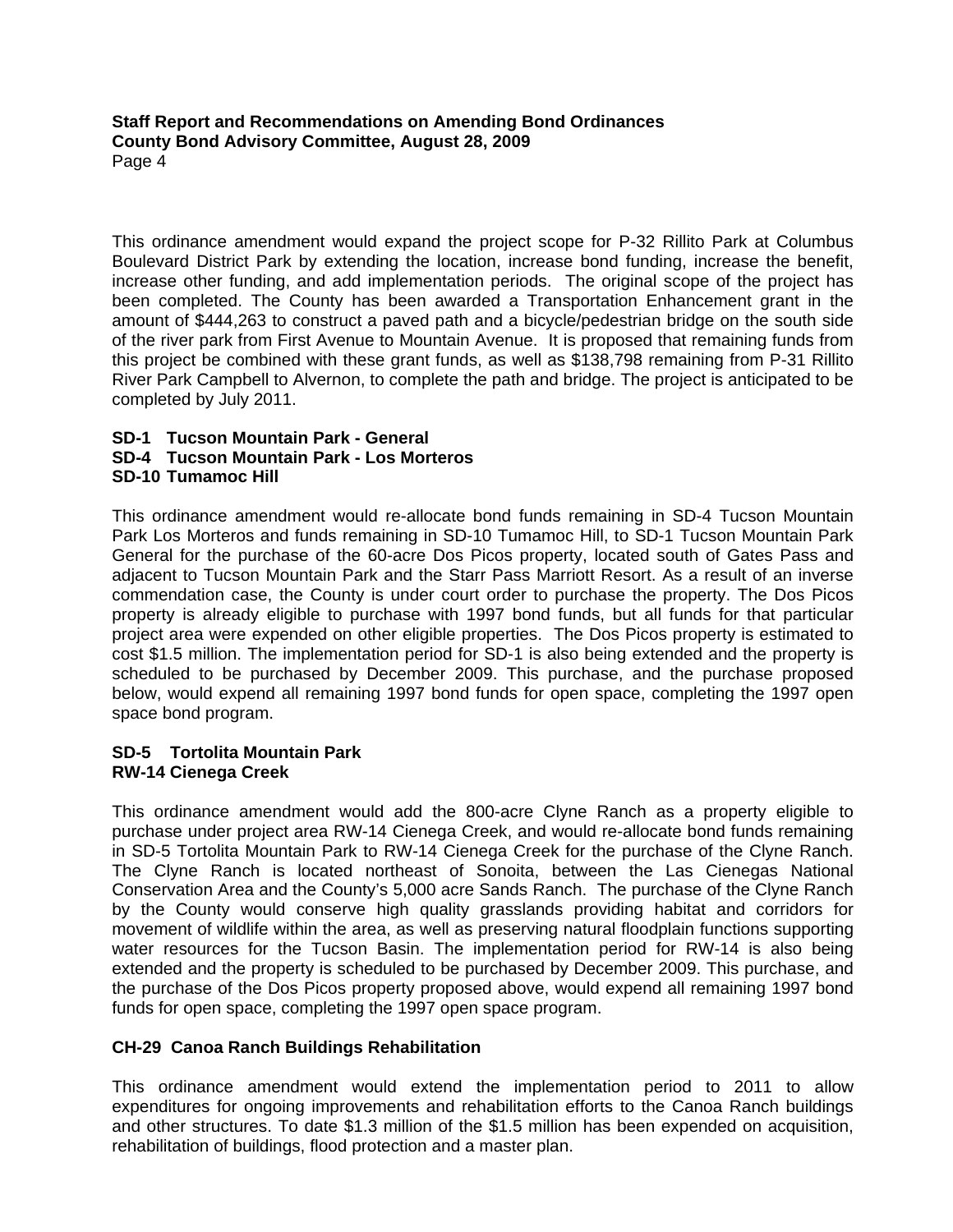This ordinance amendment would expand the project scope for P-32 Rillito Park at Columbus Boulevard District Park by extending the location, increase bond funding, increase the benefit, increase other funding, and add implementation periods. The original scope of the project has been completed. The County has been awarded a Transportation Enhancement grant in the amount of $444,263 to construct a paved path and a bicycle/pedestrian bridge on the south side of the river park from First Avenue to Mountain Avenue. It is proposed that remaining funds from this project be combined with these grant funds, as well as $138,798 remaining from P-31 Rillito River Park Campbell to Alvernon, to complete the path and bridge. The project is anticipated to be completed by July 2011.

**SD-1 Tucson Mountain Park - General**
**SD-4 Tucson Mountain Park - Los Morteros**
**SD-10 Tumamoc Hill**

This ordinance amendment would re-allocate bond funds remaining in SD-4 Tucson Mountain Park Los Morteros and funds remaining in SD-10 Tumamoc Hill, to SD-1 Tucson Mountain Park General for the purchase of the 60-acre Dos Picos property, located south of Gates Pass and adjacent to Tucson Mountain Park and the Starr Pass Marriott Resort. As a result of an inverse commendation case, the County is under court order to purchase the property. The Dos Picos property is already eligible to purchase with 1997 bond funds, but all funds for that particular project area were expended on other eligible properties. The Dos Picos property is estimated to cost $1.5 million. The implementation period for SD-1 is also being extended and the property is scheduled to be purchased by December 2009. This purchase, and the purchase proposed below, would expend all remaining 1997 bond funds for open space, completing the 1997 open space bond program.

**SD-5 Tortolita Mountain Park**
**RW-14 Cienega Creek**

This ordinance amendment would add the 800-acre Clyne Ranch as a property eligible to purchase under project area RW-14 Cienega Creek, and would re-allocate bond funds remaining in SD-5 Tortolita Mountain Park to RW-14 Cienega Creek for the purchase of the Clyne Ranch. The Clyne Ranch is located northeast of Sonoita, between the Las Cienegas National Conservation Area and the County's 5,000 acre Sands Ranch. The purchase of the Clyne Ranch by the County would conserve high quality grasslands providing habitat and corridors for movement of wildlife within the area, as well as preserving natural floodplain functions supporting water resources for the Tucson Basin. The implementation period for RW-14 is also being extended and the property is scheduled to be purchased by December 2009. This purchase, and the purchase of the Dos Picos property proposed above, would expend all remaining 1997 bond funds for open space, completing the 1997 open space program.

**CH-29 Canoa Ranch Buildings Rehabilitation**

This ordinance amendment would extend the implementation period to 2011 to allow expenditures for ongoing improvements and rehabilitation efforts to the Canoa Ranch buildings and other structures. To date $1.3 million of the $1.5 million has been expended on acquisition, rehabilitation of buildings, flood protection and a master plan.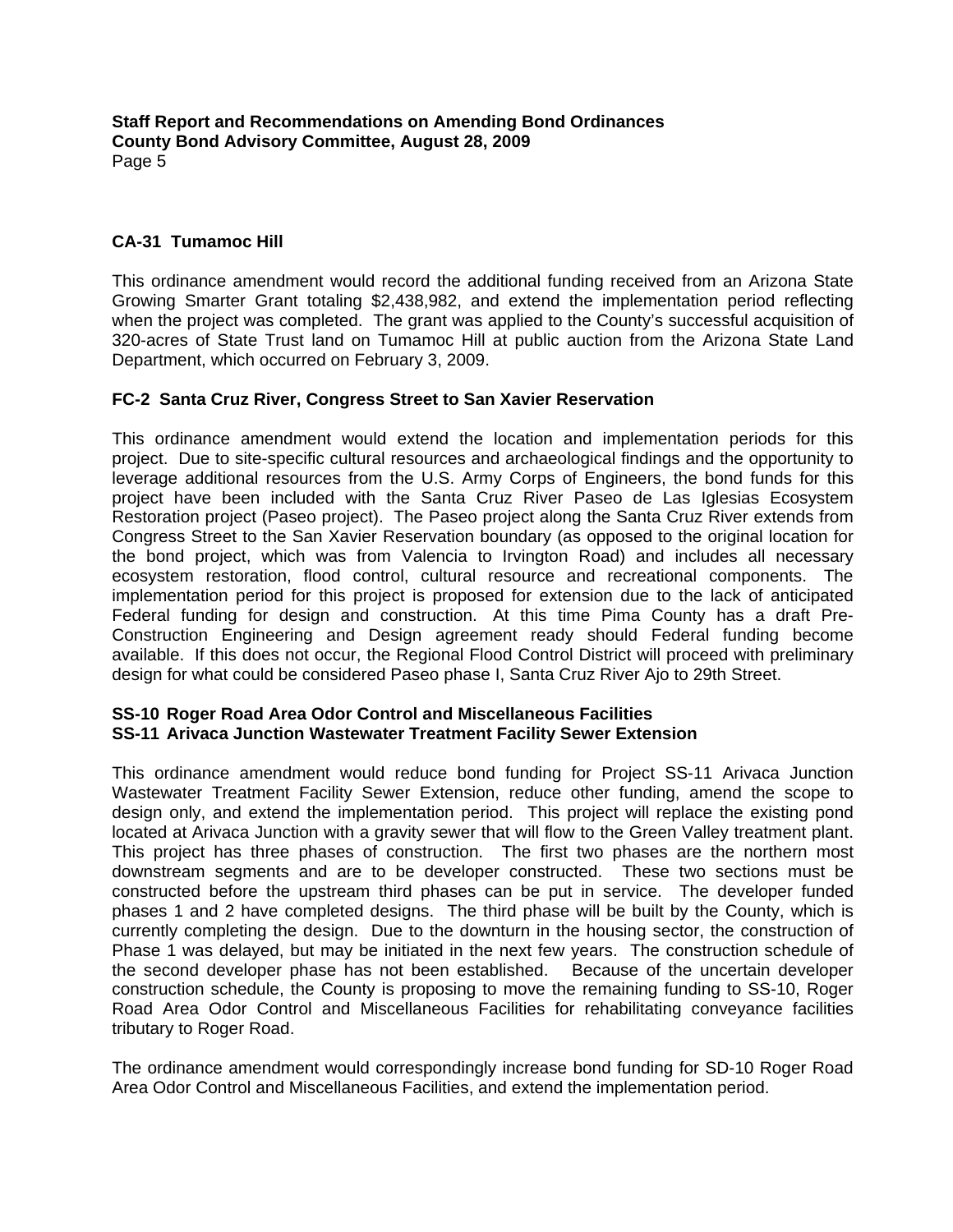### CA-31 Tumamoc Hill

This ordinance amendment would record the additional funding received from an Arizona State Growing Smarter Grant totaling $2,438,982, and extend the implementation period reflecting when the project was completed. The grant was applied to the County's successful acquisition of 320-acres of State Trust land on Tumamoc Hill at public auction from the Arizona State Land Department, which occurred on February 3, 2009.

### FC-2 Santa Cruz River, Congress Street to San Xavier Reservation

This ordinance amendment would extend the location and implementation periods for this project. Due to site-specific cultural resources and archaeological findings and the opportunity to leverage additional resources from the U.S. Army Corps of Engineers, the bond funds for this project have been included with the Santa Cruz River Paseo de Las Iglesias Ecosystem Restoration project (Paseo project). The Paseo project along the Santa Cruz River extends from Congress Street to the San Xavier Reservation boundary (as opposed to the original location for the bond project, which was from Valencia to Irvington Road) and includes all necessary ecosystem restoration, flood control, cultural resource and recreational components. The implementation period for this project is proposed for extension due to the lack of anticipated Federal funding for design and construction. At this time Pima County has a draft Pre-Construction Engineering and Design agreement ready should Federal funding become available. If this does not occur, the Regional Flood Control District will proceed with preliminary design for what could be considered Paseo phase I, Santa Cruz River Ajo to 29th Street.

### SS-10 Roger Road Area Odor Control and Miscellaneous Facilities
### SS-11 Arivaca Junction Wastewater Treatment Facility Sewer Extension

This ordinance amendment would reduce bond funding for Project SS-11 Arivaca Junction Wastewater Treatment Facility Sewer Extension, reduce other funding, amend the scope to design only, and extend the implementation period. This project will replace the existing pond located at Arivaca Junction with a gravity sewer that will flow to the Green Valley treatment plant. This project has three phases of construction. The first two phases are the northern most downstream segments and are to be developer constructed. These two sections must be constructed before the upstream third phases can be put in service. The developer funded phases 1 and 2 have completed designs. The third phase will be built by the County, which is currently completing the design. Due to the downturn in the housing sector, the construction of Phase 1 was delayed, but may be initiated in the next few years. The construction schedule of the second developer phase has not been established. Because of the uncertain developer construction schedule, the County is proposing to move the remaining funding to SS-10, Roger Road Area Odor Control and Miscellaneous Facilities for rehabilitating conveyance facilities tributary to Roger Road.

The ordinance amendment would correspondingly increase bond funding for SD-10 Roger Road Area Odor Control and Miscellaneous Facilities, and extend the implementation period.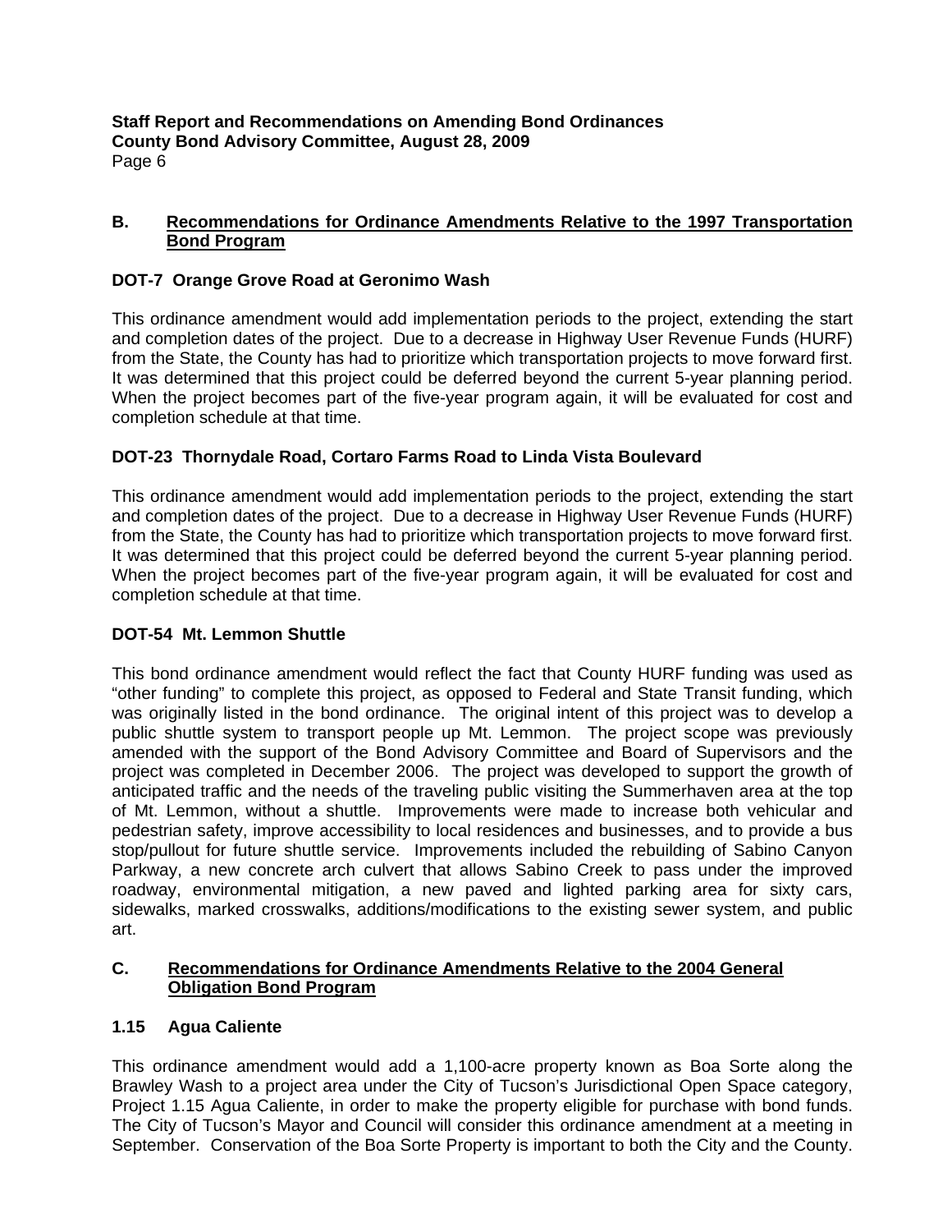## B. Recommendations for Ordinance Amendments Relative to the 1997 Transportation Bond Program

### DOT-7 Orange Grove Road at Geronimo Wash

This ordinance amendment would add implementation periods to the project, extending the start and completion dates of the project. Due to a decrease in Highway User Revenue Funds (HURF) from the State, the County has had to prioritize which transportation projects to move forward first. It was determined that this project could be deferred beyond the current 5-year planning period. When the project becomes part of the five-year program again, it will be evaluated for cost and completion schedule at that time.

### DOT-23 Thornydale Road, Cortaro Farms Road to Linda Vista Boulevard

This ordinance amendment would add implementation periods to the project, extending the start and completion dates of the project. Due to a decrease in Highway User Revenue Funds (HURF) from the State, the County has had to prioritize which transportation projects to move forward first. It was determined that this project could be deferred beyond the current 5-year planning period. When the project becomes part of the five-year program again, it will be evaluated for cost and completion schedule at that time.

### DOT-54 Mt. Lemmon Shuttle

This bond ordinance amendment would reflect the fact that County HURF funding was used as "other funding" to complete this project, as opposed to Federal and State Transit funding, which was originally listed in the bond ordinance. The original intent of this project was to develop a public shuttle system to transport people up Mt. Lemmon. The project scope was previously amended with the support of the Bond Advisory Committee and Board of Supervisors and the project was completed in December 2006. The project was developed to support the growth of anticipated traffic and the needs of the traveling public visiting the Summerhaven area at the top of Mt. Lemmon, without a shuttle. Improvements were made to increase both vehicular and pedestrian safety, improve accessibility to local residences and businesses, and to provide a bus stop/pullout for future shuttle service. Improvements included the rebuilding of Sabino Canyon Parkway, a new concrete arch culvert that allows Sabino Creek to pass under the improved roadway, environmental mitigation, a new paved and lighted parking area for sixty cars, sidewalks, marked crosswalks, additions/modifications to the existing sewer system, and public art.

## C. Recommendations for Ordinance Amendments Relative to the 2004 General Obligation Bond Program

### 1.15 Agua Caliente

This ordinance amendment would add a 1,100-acre property known as Boa Sorte along the Brawley Wash to a project area under the City of Tucson's Jurisdictional Open Space category, Project 1.15 Agua Caliente, in order to make the property eligible for purchase with bond funds. The City of Tucson's Mayor and Council will consider this ordinance amendment at a meeting in September. Conservation of the Boa Sorte Property is important to both the City and the County.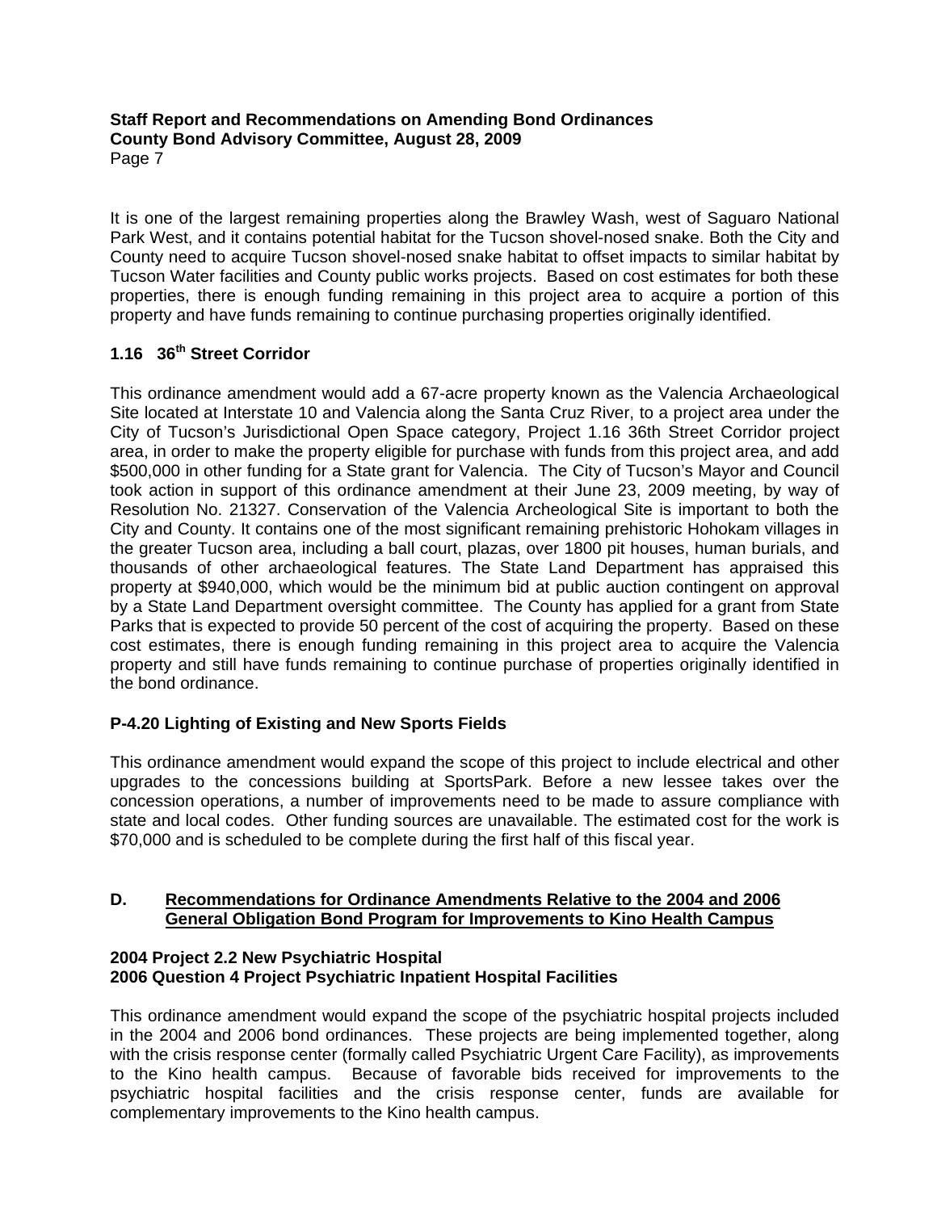It is one of the largest remaining properties along the Brawley Wash, west of Saguaro National Park West, and it contains potential habitat for the Tucson shovel-nosed snake. Both the City and County need to acquire Tucson shovel-nosed snake habitat to offset impacts to similar habitat by Tucson Water facilities and County public works projects. Based on cost estimates for both these properties, there is enough funding remaining in this project area to acquire a portion of this property and have funds remaining to continue purchasing properties originally identified.

### 1.16 36th Street Corridor

This ordinance amendment would add a 67-acre property known as the Valencia Archaeological Site located at Interstate 10 and Valencia along the Santa Cruz River, to a project area under the City of Tucson's Jurisdictional Open Space category, Project 1.16 36th Street Corridor project area, in order to make the property eligible for purchase with funds from this project area, and add $500,000 in other funding for a State grant for Valencia. The City of Tucson's Mayor and Council took action in support of this ordinance amendment at their June 23, 2009 meeting, by way of Resolution No. 21327. Conservation of the Valencia Archeological Site is important to both the City and County. It contains one of the most significant remaining prehistoric Hohokam villages in the greater Tucson area, including a ball court, plazas, over 1800 pit houses, human burials, and thousands of other archaeological features. The State Land Department has appraised this property at $940,000, which would be the minimum bid at public auction contingent on approval by a State Land Department oversight committee. The County has applied for a grant from State Parks that is expected to provide 50 percent of the cost of acquiring the property. Based on these cost estimates, there is enough funding remaining in this project area to acquire the Valencia property and still have funds remaining to continue purchase of properties originally identified in the bond ordinance.

### P-4.20 Lighting of Existing and New Sports Fields

This ordinance amendment would expand the scope of this project to include electrical and other upgrades to the concessions building at SportsPark. Before a new lessee takes over the concession operations, a number of improvements need to be made to assure compliance with state and local codes. Other funding sources are unavailable. The estimated cost for the work is $70,000 and is scheduled to be complete during the first half of this fiscal year.

## D. Recommendations for Ordinance Amendments Relative to the 2004 and 2006 General Obligation Bond Program for Improvements to Kino Health Campus

### 2004 Project 2.2 New Psychiatric Hospital
### 2006 Question 4 Project Psychiatric Inpatient Hospital Facilities

This ordinance amendment would expand the scope of the psychiatric hospital projects included in the 2004 and 2006 bond ordinances. These projects are being implemented together, along with the crisis response center (formally called Psychiatric Urgent Care Facility), as improvements to the Kino health campus. Because of favorable bids received for improvements to the psychiatric hospital facilities and the crisis response center, funds are available for complementary improvements to the Kino health campus.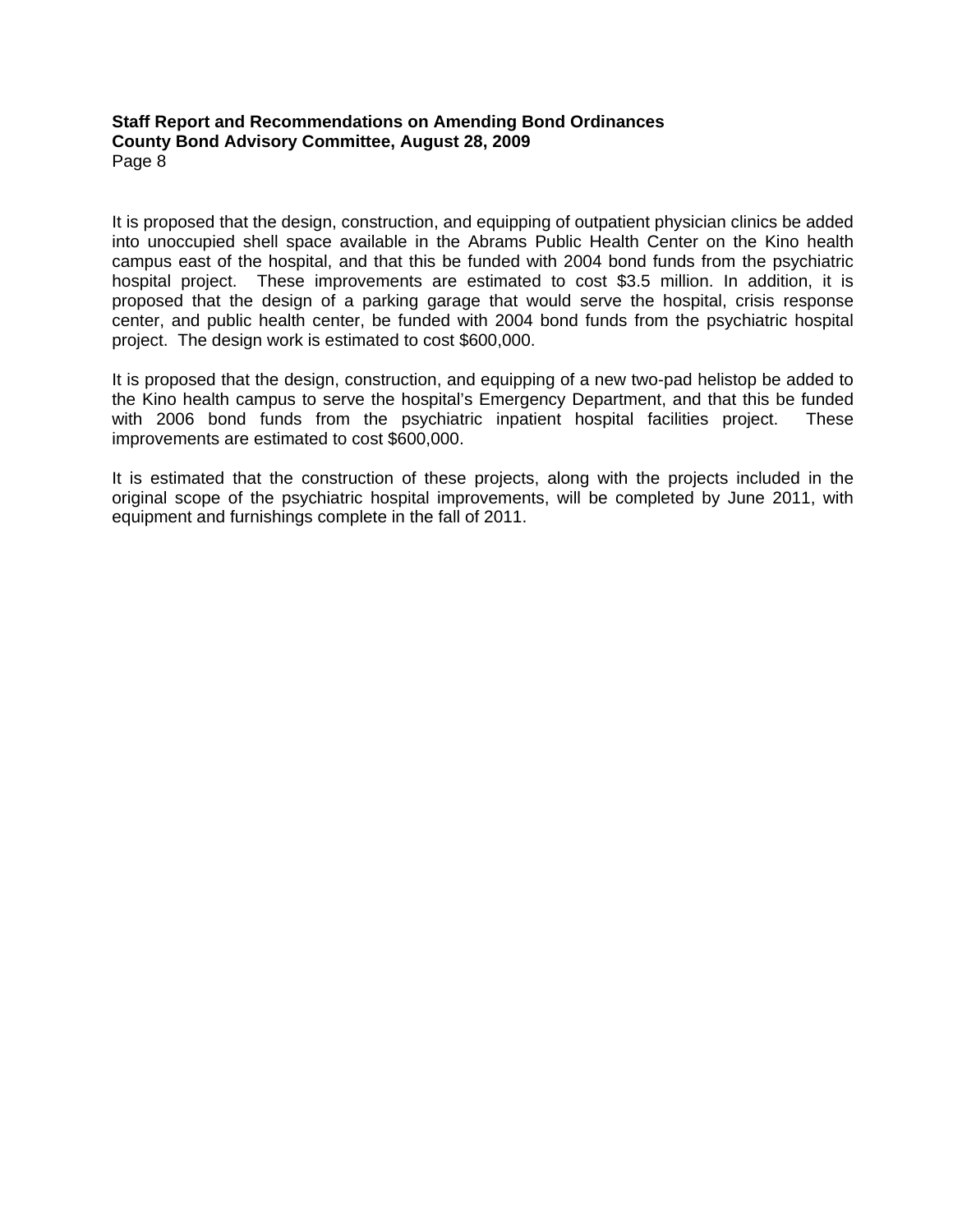It is proposed that the design, construction, and equipping of outpatient physician clinics be added into unoccupied shell space available in the Abrams Public Health Center on the Kino health campus east of the hospital, and that this be funded with 2004 bond funds from the psychiatric hospital project. These improvements are estimated to cost $3.5 million. In addition, it is proposed that the design of a parking garage that would serve the hospital, crisis response center, and public health center, be funded with 2004 bond funds from the psychiatric hospital project. The design work is estimated to cost $600,000.

It is proposed that the design, construction, and equipping of a new two-pad helistop be added to the Kino health campus to serve the hospital's Emergency Department, and that this be funded with 2006 bond funds from the psychiatric inpatient hospital facilities project. These improvements are estimated to cost $600,000.

It is estimated that the construction of these projects, along with the projects included in the original scope of the psychiatric hospital improvements, will be completed by June 2011, with equipment and furnishings complete in the fall of 2011.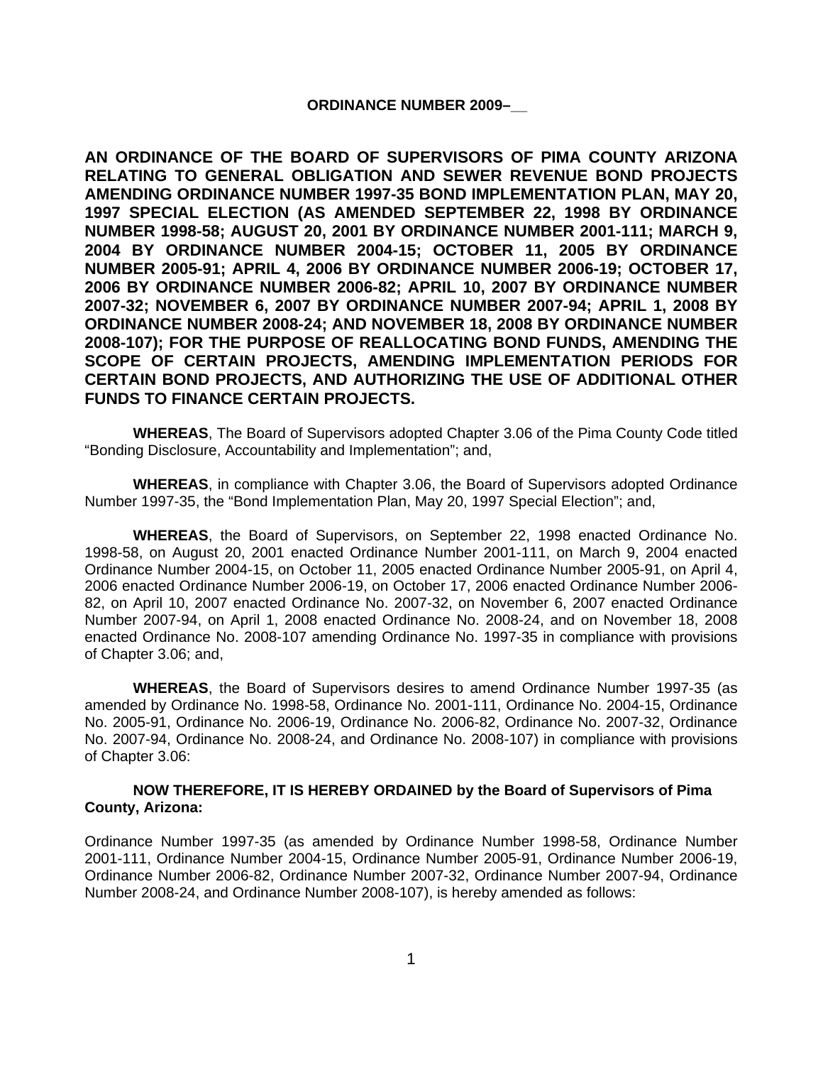**ORDINANCE NUMBER 2009–__**

**AN ORDINANCE OF THE BOARD OF SUPERVISORS OF PIMA COUNTY ARIZONA RELATING TO GENERAL OBLIGATION AND SEWER REVENUE BOND PROJECTS AMENDING ORDINANCE NUMBER 1997-35 BOND IMPLEMENTATION PLAN, MAY 20, 1997 SPECIAL ELECTION (AS AMENDED SEPTEMBER 22, 1998 BY ORDINANCE NUMBER 1998-58; AUGUST 20, 2001 BY ORDINANCE NUMBER 2001-111; MARCH 9, 2004 BY ORDINANCE NUMBER 2004-15; OCTOBER 11, 2005 BY ORDINANCE NUMBER 2005-91; APRIL 4, 2006 BY ORDINANCE NUMBER 2006-19; OCTOBER 17, 2006 BY ORDINANCE NUMBER 2006-82; APRIL 10, 2007 BY ORDINANCE NUMBER 2007-32; NOVEMBER 6, 2007 BY ORDINANCE NUMBER 2007-94; APRIL 1, 2008 BY ORDINANCE NUMBER 2008-24; AND NOVEMBER 18, 2008 BY ORDINANCE NUMBER 2008-107); FOR THE PURPOSE OF REALLOCATING BOND FUNDS, AMENDING THE SCOPE OF CERTAIN PROJECTS, AMENDING IMPLEMENTATION PERIODS FOR CERTAIN BOND PROJECTS, AND AUTHORIZING THE USE OF ADDITIONAL OTHER FUNDS TO FINANCE CERTAIN PROJECTS.**

**WHEREAS**, The Board of Supervisors adopted Chapter 3.06 of the Pima County Code titled "Bonding Disclosure, Accountability and Implementation"; and,

**WHEREAS**, in compliance with Chapter 3.06, the Board of Supervisors adopted Ordinance Number 1997-35, the "Bond Implementation Plan, May 20, 1997 Special Election"; and,

**WHEREAS**, the Board of Supervisors, on September 22, 1998 enacted Ordinance No. 1998-58, on August 20, 2001 enacted Ordinance Number 2001-111, on March 9, 2004 enacted Ordinance Number 2004-15, on October 11, 2005 enacted Ordinance Number 2005-91, on April 4, 2006 enacted Ordinance Number 2006-19, on October 17, 2006 enacted Ordinance Number 2006-82, on April 10, 2007 enacted Ordinance No. 2007-32, on November 6, 2007 enacted Ordinance Number 2007-94, on April 1, 2008 enacted Ordinance No. 2008-24, and on November 18, 2008 enacted Ordinance No. 2008-107 amending Ordinance No. 1997-35 in compliance with provisions of Chapter 3.06; and,

**WHEREAS**, the Board of Supervisors desires to amend Ordinance Number 1997-35 (as amended by Ordinance No. 1998-58, Ordinance No. 2001-111, Ordinance No. 2004-15, Ordinance No. 2005-91, Ordinance No. 2006-19, Ordinance No. 2006-82, Ordinance No. 2007-32, Ordinance No. 2007-94, Ordinance No. 2008-24, and Ordinance No. 2008-107) in compliance with provisions of Chapter 3.06:

**NOW THEREFORE, IT IS HEREBY ORDAINED by the Board of Supervisors of Pima County, Arizona:**

Ordinance Number 1997-35 (as amended by Ordinance Number 1998-58, Ordinance Number 2001-111, Ordinance Number 2004-15, Ordinance Number 2005-91, Ordinance Number 2006-19, Ordinance Number 2006-82, Ordinance Number 2007-32, Ordinance Number 2007-94, Ordinance Number 2008-24, and Ordinance Number 2008-107), is hereby amended as follows: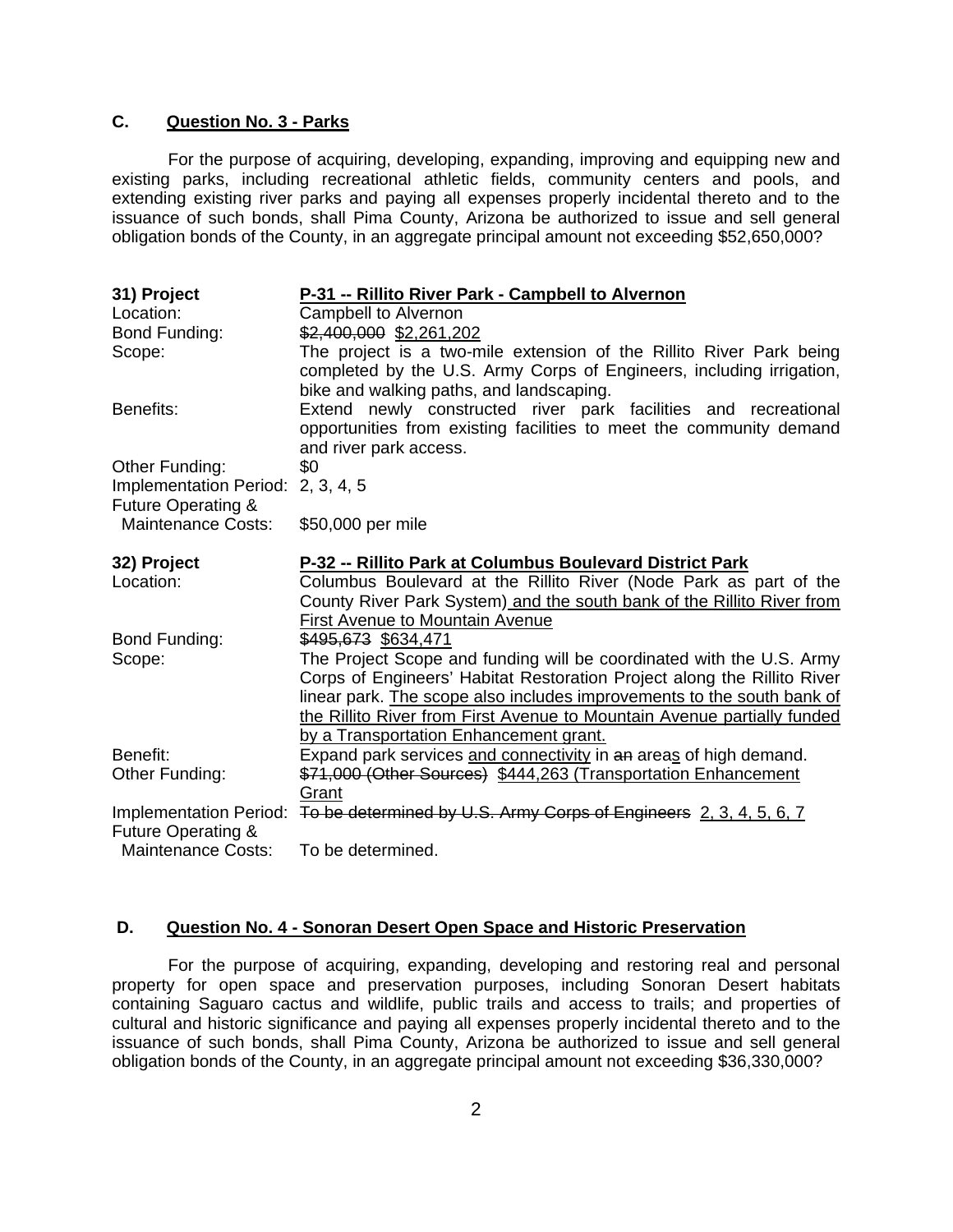## C. Question No. 3 - Parks

For the purpose of acquiring, developing, expanding, improving and equipping new and existing parks, including recreational athletic fields, community centers and pools, and extending existing river parks and paying all expenses properly incidental thereto and to the issuance of such bonds, shall Pima County, Arizona be authorized to issue and sell general obligation bonds of the County, in an aggregate principal amount not exceeding $52,650,000?

| | |
|---|---|
| **31) Project** | **P-31 -- Rillito River Park - Campbell to Alvernon** |
| Location: | Campbell to Alvernon |
| Bond Funding: | ~~$2,400,000~~ $2,261,202 |
| Scope: | The project is a two-mile extension of the Rillito River Park being completed by the U.S. Army Corps of Engineers, including irrigation, bike and walking paths, and landscaping. |
| Benefits: | Extend newly constructed river park facilities and recreational opportunities from existing facilities to meet the community demand and river park access. |
| Other Funding: | $0 |
| Implementation Period: | 2, 3, 4, 5 |
| Future Operating & Maintenance Costs: | $50,000 per mile |

| | |
|---|---|
| **32) Project** | **P-32 -- Rillito Park at Columbus Boulevard District Park** |
| Location: | Columbus Boulevard at the Rillito River (Node Park as part of the County River Park System) and the south bank of the Rillito River from First Avenue to Mountain Avenue |
| Bond Funding: | ~~$495,673~~ $634,471 |
| Scope: | The Project Scope and funding will be coordinated with the U.S. Army Corps of Engineers' Habitat Restoration Project along the Rillito River linear park. The scope also includes improvements to the south bank of the Rillito River from First Avenue to Mountain Avenue partially funded by a Transportation Enhancement grant. |
| Benefit: | Expand park services and connectivity in ~~an~~ areas of high demand. |
| Other Funding: | ~~$71,000 (Other Sources)~~ $444,263 (Transportation Enhancement Grant |
| Implementation Period: | ~~To be determined by U.S. Army Corps of Engineers~~ 2, 3, 4, 5, 6, 7 |
| Future Operating & Maintenance Costs: | To be determined. |

## D. Question No. 4 - Sonoran Desert Open Space and Historic Preservation

For the purpose of acquiring, expanding, developing and restoring real and personal property for open space and preservation purposes, including Sonoran Desert habitats containing Saguaro cactus and wildlife, public trails and access to trails; and properties of cultural and historic significance and paying all expenses properly incidental thereto and to the issuance of such bonds, shall Pima County, Arizona be authorized to issue and sell general obligation bonds of the County, in an aggregate principal amount not exceeding $36,330,000?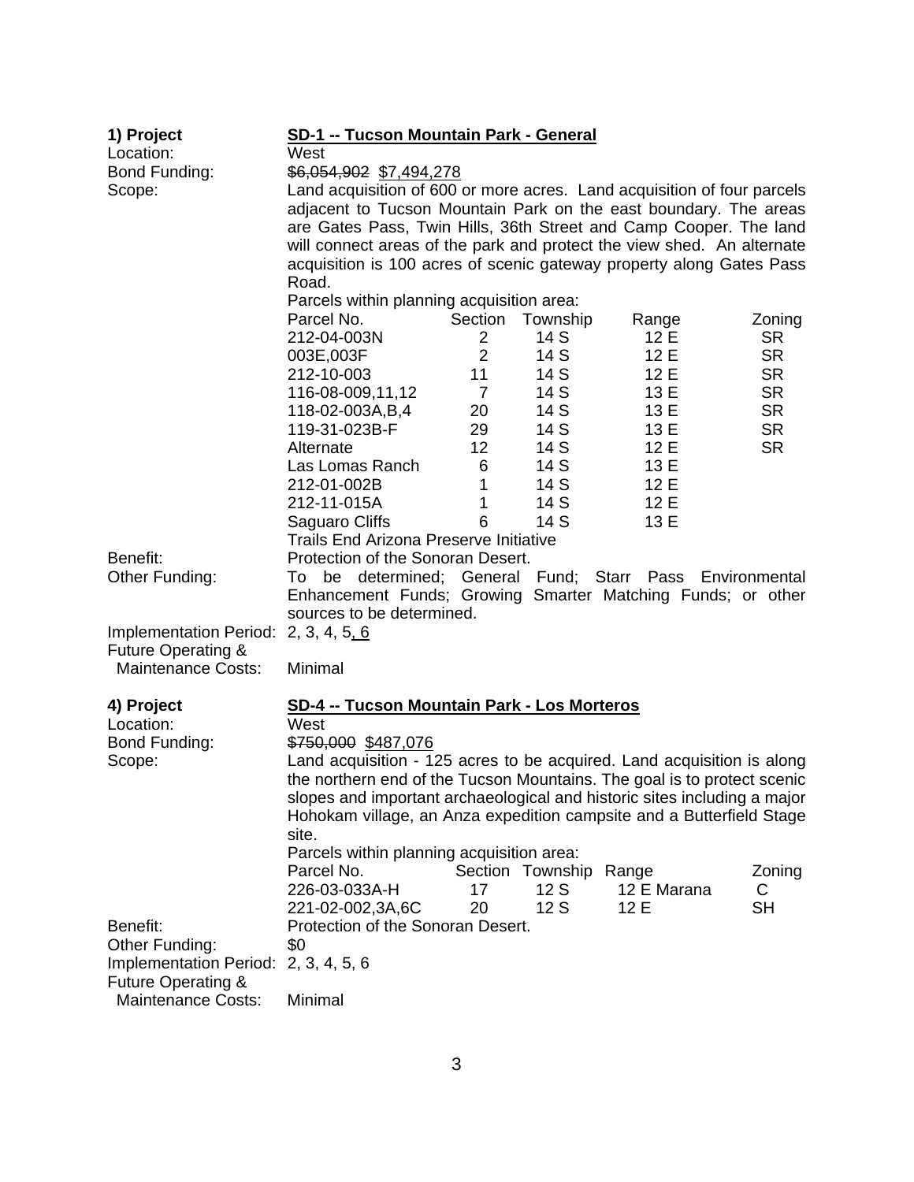**1) Project** **SD-1 -- Tucson Mountain Park - General**

Location: West

Bond Funding: ~~$6,054,902~~ $7,494,278

Scope: Land acquisition of 600 or more acres. Land acquisition of four parcels adjacent to Tucson Mountain Park on the east boundary. The areas are Gates Pass, Twin Hills, 36th Street and Camp Cooper. The land will connect areas of the park and protect the view shed. An alternate acquisition is 100 acres of scenic gateway property along Gates Pass Road.

Parcels within planning acquisition area:

| Parcel No. | Section | Township | Range | Zoning |
|---|---|---|---|---|
| 212-04-003N | 2 | 14 S | 12 E | SR |
| 003E,003F | 2 | 14 S | 12 E | SR |
| 212-10-003 | 11 | 14 S | 12 E | SR |
| 116-08-009,11,12 | 7 | 14 S | 13 E | SR |
| 118-02-003A,B,4 | 20 | 14 S | 13 E | SR |
| 119-31-023B-F | 29 | 14 S | 13 E | SR |
| Alternate | 12 | 14 S | 12 E | SR |
| Las Lomas Ranch | 6 | 14 S | 13 E | |
| 212-01-002B | 1 | 14 S | 12 E | |
| 212-11-015A | 1 | 14 S | 12 E | |
| Saguaro Cliffs | 6 | 14 S | 13 E | |

Trails End Arizona Preserve Initiative

Benefit: Protection of the Sonoran Desert.

Other Funding: To be determined; General Fund; Starr Pass Environmental Enhancement Funds; Growing Smarter Matching Funds; or other sources to be determined.

Implementation Period: 2, 3, 4, 5, 6

Future Operating & Maintenance Costs: Minimal

**4) Project** **SD-4 -- Tucson Mountain Park - Los Morteros**

Location: West

Bond Funding: ~~$750,000~~ $487,076

Scope: Land acquisition - 125 acres to be acquired. Land acquisition is along the northern end of the Tucson Mountains. The goal is to protect scenic slopes and important archaeological and historic sites including a major Hohokam village, an Anza expedition campsite and a Butterfield Stage site.

Parcels within planning acquisition area:

| Parcel No. | Section | Township | Range | Zoning |
|---|---|---|---|---|
| 226-03-033A-H | 17 | 12 S | 12 E Marana | C |
| 221-02-002,3A,6C | 20 | 12 S | 12 E | SH |

Benefit: Protection of the Sonoran Desert.

Other Funding: $0

Implementation Period: 2, 3, 4, 5, 6

Future Operating & Maintenance Costs: Minimal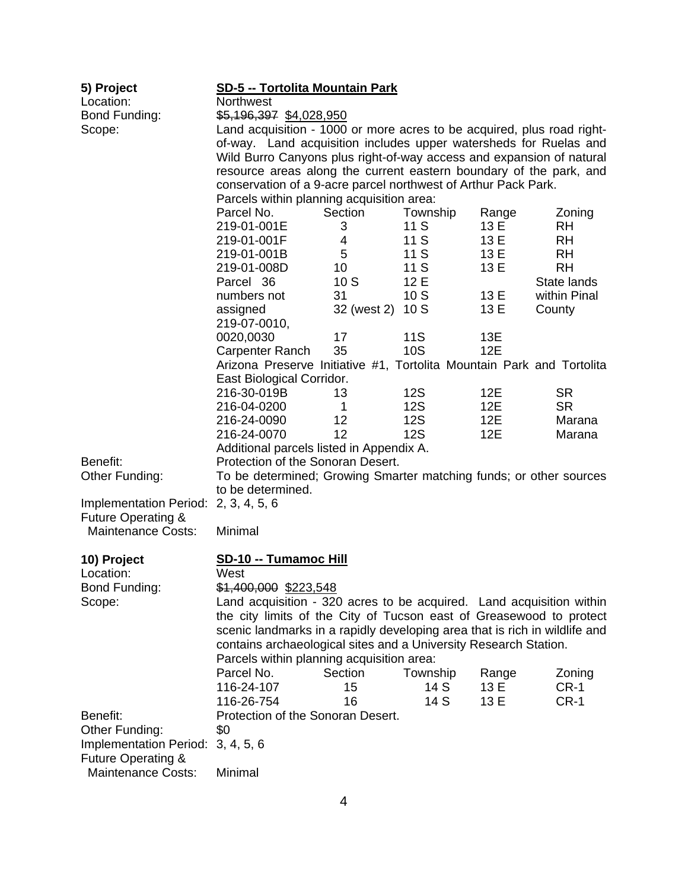**5) Project** **SD-5 -- Tortolita Mountain Park**

Location: Northwest

Bond Funding: ~~$5,196,397~~ $4,028,950

Scope: Land acquisition - 1000 or more acres to be acquired, plus road right-of-way. Land acquisition includes upper watersheds for Ruelas and Wild Burro Canyons plus right-of-way access and expansion of natural resource areas along the current eastern boundary of the park, and conservation of a 9-acre parcel northwest of Arthur Pack Park.

Parcels within planning acquisition area:

| Parcel No. | Section | Township | Range | Zoning |
|---|---|---|---|---|
| 219-01-001E | 3 | 11 S | 13 E | RH |
| 219-01-001F | 4 | 11 S | 13 E | RH |
| 219-01-001B | 5 | 11 S | 13 E | RH |
| 219-01-008D | 10 | 11 S | 13 E | RH |
| Parcel 36 | 10 S | 12 E | | State lands |
| numbers not | 31 | 10 S | 13 E | within Pinal |
| assigned | 32 (west 2) | 10 S | 13 E | County |
| 219-07-0010, 0020,0030 | 17 | 11S | 13E | |
| Carpenter Ranch | 35 | 10S | 12E | |

Arizona Preserve Initiative #1, Tortolita Mountain Park and Tortolita East Biological Corridor.

| Parcel No. | Section | Township | Range | Zoning |
|---|---|---|---|---|
| 216-30-019B | 13 | 12S | 12E | SR |
| 216-04-0200 | 1 | 12S | 12E | SR |
| 216-24-0090 | 12 | 12S | 12E | Marana |
| 216-24-0070 | 12 | 12S | 12E | Marana |

Additional parcels listed in Appendix A.

Benefit: Protection of the Sonoran Desert.

Other Funding: To be determined; Growing Smarter matching funds; or other sources to be determined.

Implementation Period: 2, 3, 4, 5, 6

Future Operating & Maintenance Costs: Minimal

**10) Project** **SD-10 -- Tumamoc Hill**

Location: West

Bond Funding: ~~$1,400,000~~ $223,548

Scope: Land acquisition - 320 acres to be acquired. Land acquisition within the city limits of the City of Tucson east of Greasewood to protect scenic landmarks in a rapidly developing area that is rich in wildlife and contains archaeological sites and a University Research Station.

Parcels within planning acquisition area:

| Parcel No. | Section | Township | Range | Zoning |
|---|---|---|---|---|
| 116-24-107 | 15 | 14 S | 13 E | CR-1 |
| 116-26-754 | 16 | 14 S | 13 E | CR-1 |

Benefit: Protection of the Sonoran Desert.

Other Funding: $0

Implementation Period: 3, 4, 5, 6

Future Operating & Maintenance Costs: Minimal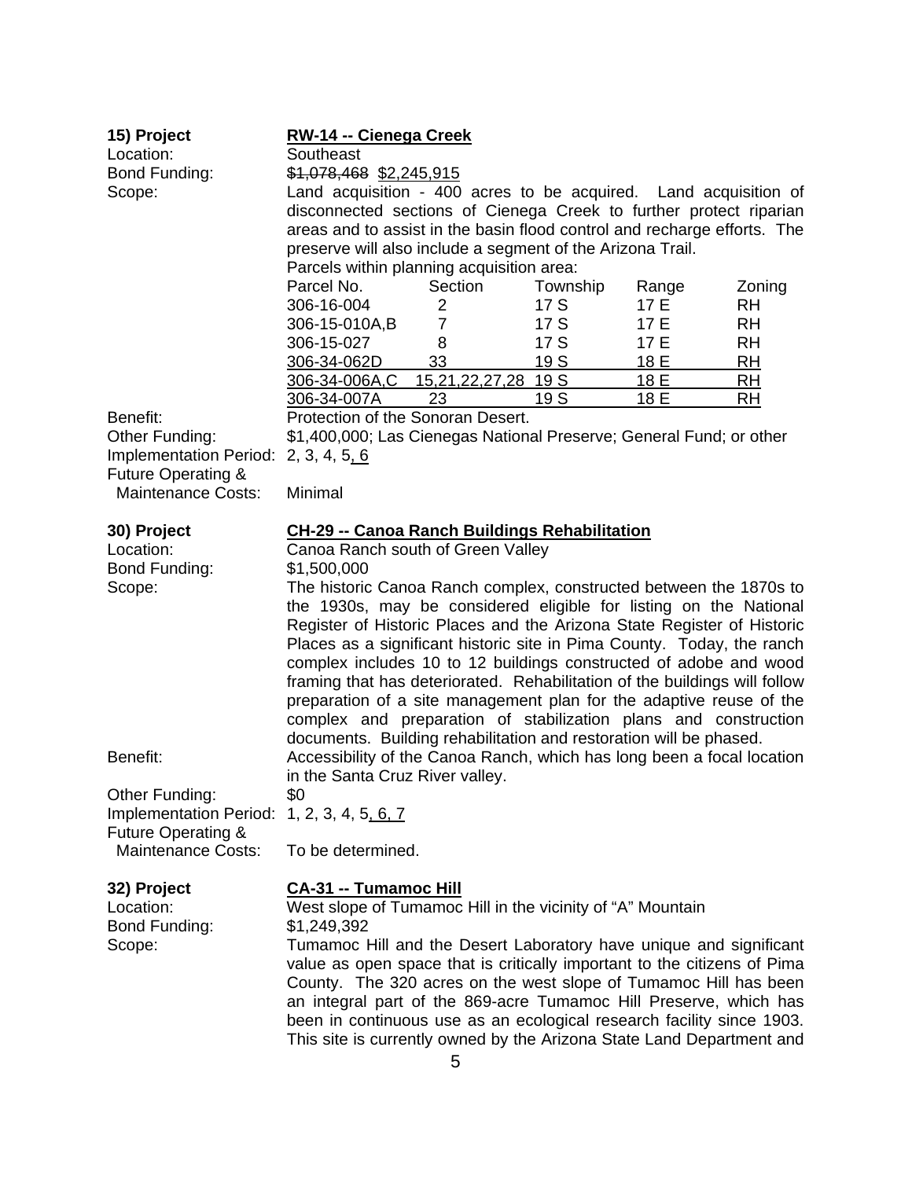**15) Project** **RW-14 -- Cienega Creek**

Location: Southeast

Bond Funding: ~~$1,078,468~~ $2,245,915

Scope: Land acquisition - 400 acres to be acquired. Land acquisition of disconnected sections of Cienega Creek to further protect riparian areas and to assist in the basin flood control and recharge efforts. The preserve will also include a segment of the Arizona Trail.

Parcels within planning acquisition area:

| Parcel No. | Section | Township | Range | Zoning |
|---|---|---|---|---|
| 306-16-004 | 2 | 17 S | 17 E | RH |
| 306-15-010A,B | 7 | 17 S | 17 E | RH |
| 306-15-027 | 8 | 17 S | 17 E | RH |
| 306-34-062D | 33 | 19 S | 18 E | RH |
| 306-34-006A,C | 15,21,22,27,28 | 19 S | 18 E | RH |
| 306-34-007A | 23 | 19 S | 18 E | RH |

Benefit: Protection of the Sonoran Desert.

Other Funding: $1,400,000; Las Cienegas National Preserve; General Fund; or other

Implementation Period: 2, 3, 4, 5, 6

Future Operating & Maintenance Costs: Minimal

**30) Project** **CH-29 -- Canoa Ranch Buildings Rehabilitation**

Location: Canoa Ranch south of Green Valley

Bond Funding: $1,500,000

Scope: The historic Canoa Ranch complex, constructed between the 1870s to the 1930s, may be considered eligible for listing on the National Register of Historic Places and the Arizona State Register of Historic Places as a significant historic site in Pima County. Today, the ranch complex includes 10 to 12 buildings constructed of adobe and wood framing that has deteriorated. Rehabilitation of the buildings will follow preparation of a site management plan for the adaptive reuse of the complex and preparation of stabilization plans and construction documents. Building rehabilitation and restoration will be phased.

Benefit: Accessibility of the Canoa Ranch, which has long been a focal location in the Santa Cruz River valley.

Other Funding: $0

Implementation Period: 1, 2, 3, 4, 5, 6, 7

Future Operating & Maintenance Costs: To be determined.

**32) Project** **CA-31 -- Tumamoc Hill**

Location: West slope of Tumamoc Hill in the vicinity of "A" Mountain

Bond Funding: $1,249,392

Scope: Tumamoc Hill and the Desert Laboratory have unique and significant value as open space that is critically important to the citizens of Pima County. The 320 acres on the west slope of Tumamoc Hill has been an integral part of the 869-acre Tumamoc Hill Preserve, which has been in continuous use as an ecological research facility since 1903. This site is currently owned by the Arizona State Land Department and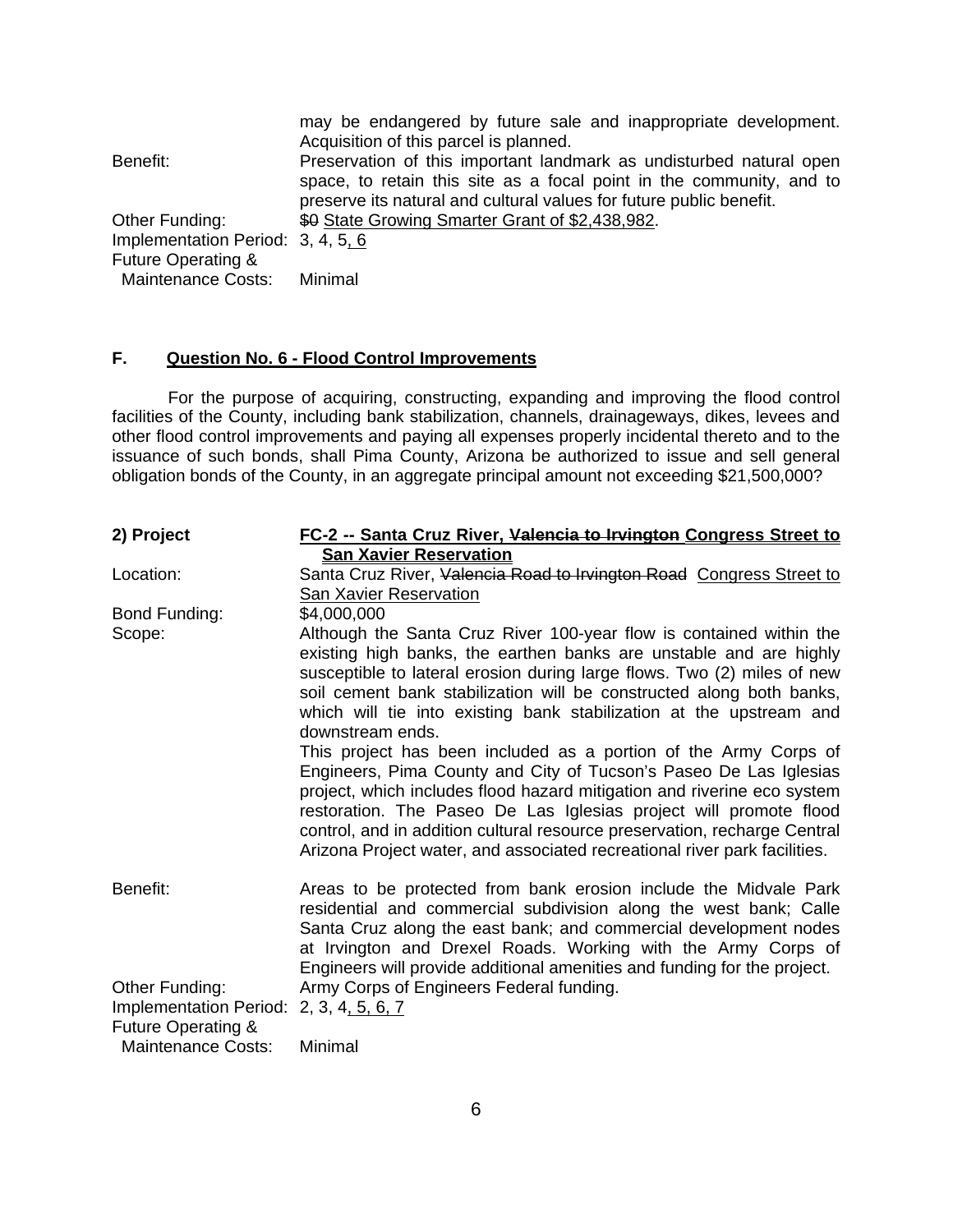| | |
|---|---|
| | may be endangered by future sale and inappropriate development. Acquisition of this parcel is planned. |
| Benefit: | Preservation of this important landmark as undisturbed natural open space, to retain this site as a focal point in the community, and to preserve its natural and cultural values for future public benefit. |
| Other Funding: | ~~$0~~ State Growing Smarter Grant of $2,438,982. |
| Implementation Period: | 3, 4, 5, 6 |
| Future Operating & Maintenance Costs: | Minimal |

## F. Question No. 6 - Flood Control Improvements

For the purpose of acquiring, constructing, expanding and improving the flood control facilities of the County, including bank stabilization, channels, drainageways, dikes, levees and other flood control improvements and paying all expenses properly incidental thereto and to the issuance of such bonds, shall Pima County, Arizona be authorized to issue and sell general obligation bonds of the County, in an aggregate principal amount not exceeding $21,500,000?

| | |
|---|---|
| **2) Project** | **FC-2 -- Santa Cruz River, ~~Valencia to Irvington~~ Congress Street to San Xavier Reservation** |
| Location: | Santa Cruz River, ~~Valencia Road to Irvington Road~~ Congress Street to San Xavier Reservation |
| Bond Funding: | $4,000,000 |
| Scope: | Although the Santa Cruz River 100-year flow is contained within the existing high banks, the earthen banks are unstable and are highly susceptible to lateral erosion during large flows. Two (2) miles of new soil cement bank stabilization will be constructed along both banks, which will tie into existing bank stabilization at the upstream and downstream ends.<br>This project has been included as a portion of the Army Corps of Engineers, Pima County and City of Tucson's Paseo De Las Iglesias project, which includes flood hazard mitigation and riverine eco system restoration. The Paseo De Las Iglesias project will promote flood control, and in addition cultural resource preservation, recharge Central Arizona Project water, and associated recreational river park facilities. |
| Benefit: | Areas to be protected from bank erosion include the Midvale Park residential and commercial subdivision along the west bank; Calle Santa Cruz along the east bank; and commercial development nodes at Irvington and Drexel Roads. Working with the Army Corps of Engineers will provide additional amenities and funding for the project. |
| Other Funding: | Army Corps of Engineers Federal funding. |
| Implementation Period: | 2, 3, 4, 5, 6, 7 |
| Future Operating & Maintenance Costs: | Minimal |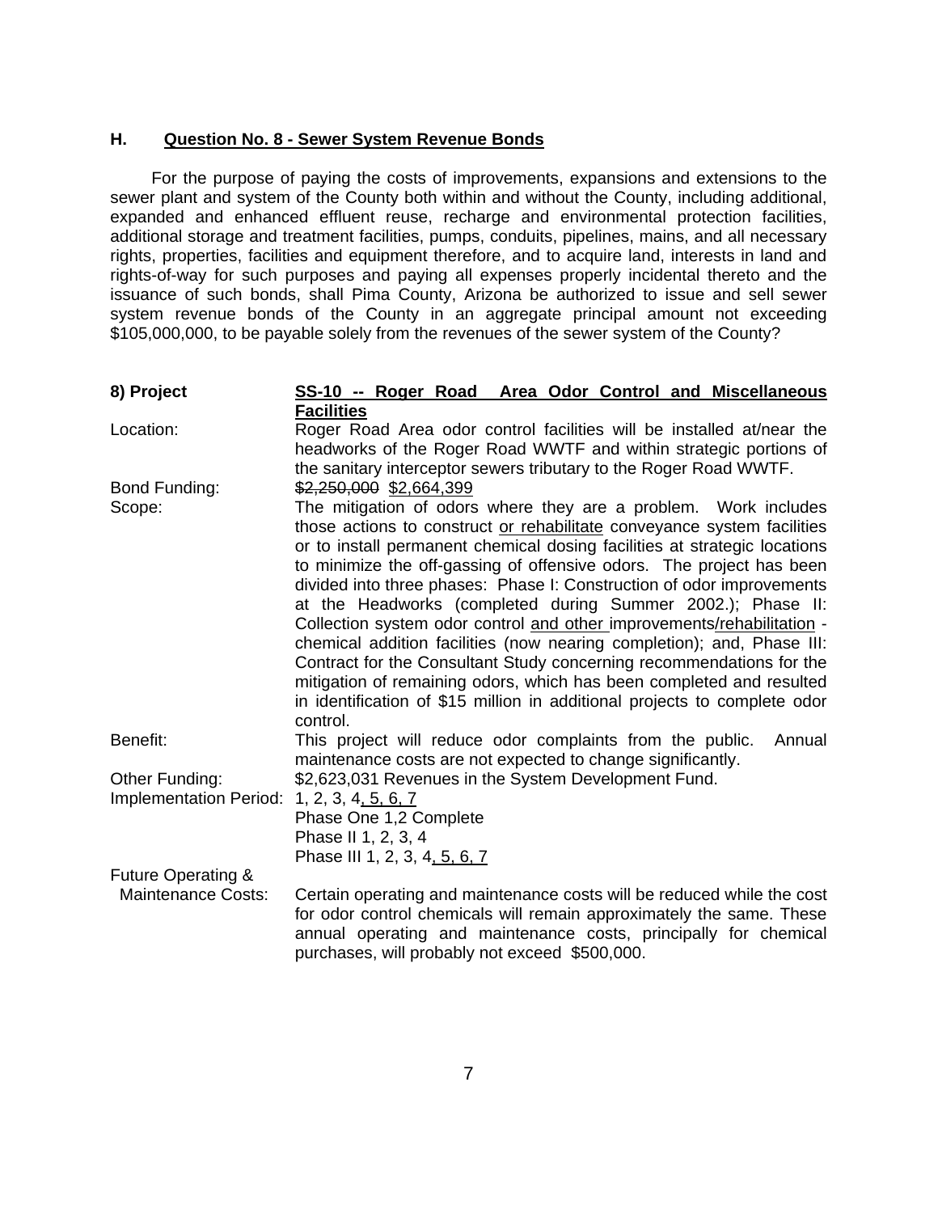### H. Question No. 8 - Sewer System Revenue Bonds

For the purpose of paying the costs of improvements, expansions and extensions to the sewer plant and system of the County both within and without the County, including additional, expanded and enhanced effluent reuse, recharge and environmental protection facilities, additional storage and treatment facilities, pumps, conduits, pipelines, mains, and all necessary rights, properties, facilities and equipment therefore, and to acquire land, interests in land and rights-of-way for such purposes and paying all expenses properly incidental thereto and the issuance of such bonds, shall Pima County, Arizona be authorized to issue and sell sewer system revenue bonds of the County in an aggregate principal amount not exceeding $105,000,000, to be payable solely from the revenues of the sewer system of the County?

| | |
|---|---|
| **8) Project** | **SS-10 -- Roger Road Area Odor Control and Miscellaneous Facilities** |
| Location: | Roger Road Area odor control facilities will be installed at/near the headworks of the Roger Road WWTF and within strategic portions of the sanitary interceptor sewers tributary to the Roger Road WWTF. |
| Bond Funding: | ~~$2,250,000~~ $2,664,399 |
| Scope: | The mitigation of odors where they are a problem. Work includes those actions to construct or rehabilitate conveyance system facilities or to install permanent chemical dosing facilities at strategic locations to minimize the off-gassing of offensive odors. The project has been divided into three phases: Phase I: Construction of odor improvements at the Headworks (completed during Summer 2002.); Phase II: Collection system odor control and other improvements/rehabilitation - chemical addition facilities (now nearing completion); and, Phase III: Contract for the Consultant Study concerning recommendations for the mitigation of remaining odors, which has been completed and resulted in identification of $15 million in additional projects to complete odor control. |
| Benefit: | This project will reduce odor complaints from the public. Annual maintenance costs are not expected to change significantly. |
| Other Funding: | $2,623,031 Revenues in the System Development Fund. |
| Implementation Period: | 1, 2, 3, 4, 5, 6, 7<br>Phase One 1,2 Complete<br>Phase II 1, 2, 3, 4<br>Phase III 1, 2, 3, 4, 5, 6, 7 |
| Future Operating & Maintenance Costs: | Certain operating and maintenance costs will be reduced while the cost for odor control chemicals will remain approximately the same. These annual operating and maintenance costs, principally for chemical purchases, will probably not exceed $500,000. |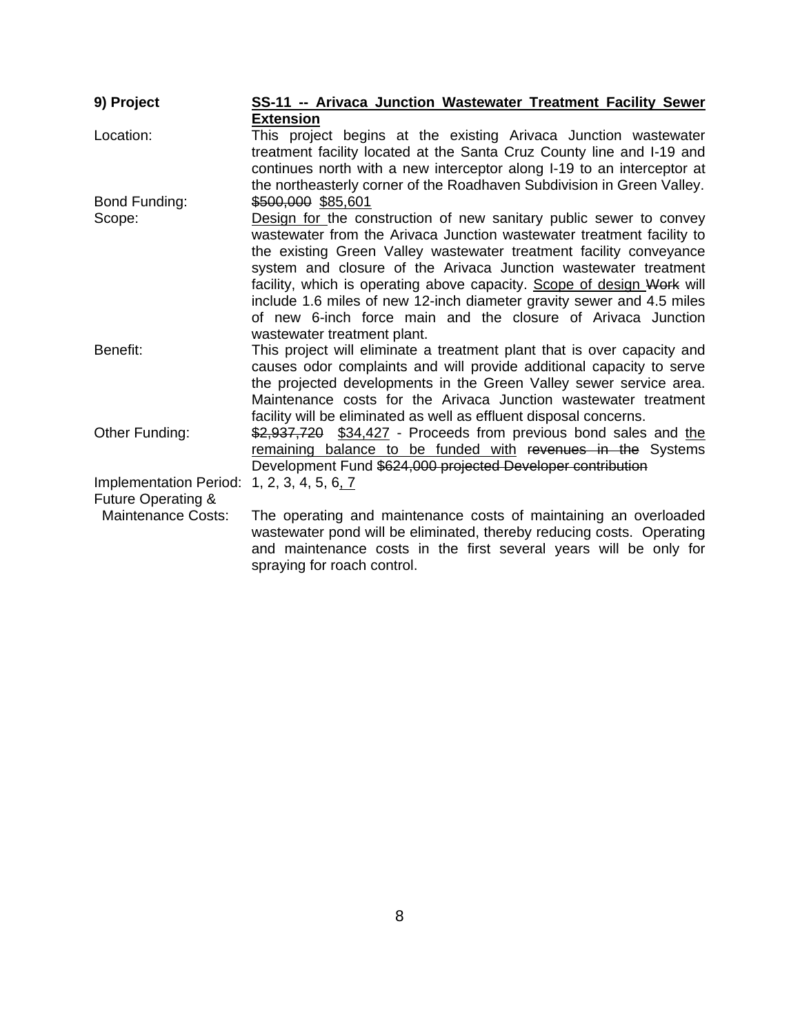**9) Project** | **SS-11 -- Arivaca Junction Wastewater Treatment Facility Sewer Extension**

Location: This project begins at the existing Arivaca Junction wastewater treatment facility located at the Santa Cruz County line and I-19 and continues north with a new interceptor along I-19 to an interceptor at the northeasterly corner of the Roadhaven Subdivision in Green Valley.

Bond Funding: ~~$500,000~~ <u>$85,601</u>

Scope: <u>Design for</u> the construction of new sanitary public sewer to convey wastewater from the Arivaca Junction wastewater treatment facility to the existing Green Valley wastewater treatment facility conveyance system and closure of the Arivaca Junction wastewater treatment facility, which is operating above capacity. <u>Scope of design</u> ~~Work~~ will include 1.6 miles of new 12-inch diameter gravity sewer and 4.5 miles of new 6-inch force main and the closure of Arivaca Junction wastewater treatment plant.

Benefit: This project will eliminate a treatment plant that is over capacity and causes odor complaints and will provide additional capacity to serve the projected developments in the Green Valley sewer service area. Maintenance costs for the Arivaca Junction wastewater treatment facility will be eliminated as well as effluent disposal concerns.

Other Funding: ~~$2,937,720~~ <u>$34,427</u> - Proceeds from previous bond sales and <u>the remaining balance to be funded with</u> ~~revenues in the~~ Systems Development Fund ~~$624,000 projected Developer contribution~~

Implementation Period: 1, 2, 3, 4, 5, 6<u>, 7</u>

Future Operating & Maintenance Costs: The operating and maintenance costs of maintaining an overloaded wastewater pond will be eliminated, thereby reducing costs. Operating and maintenance costs in the first several years will be only for spraying for roach control.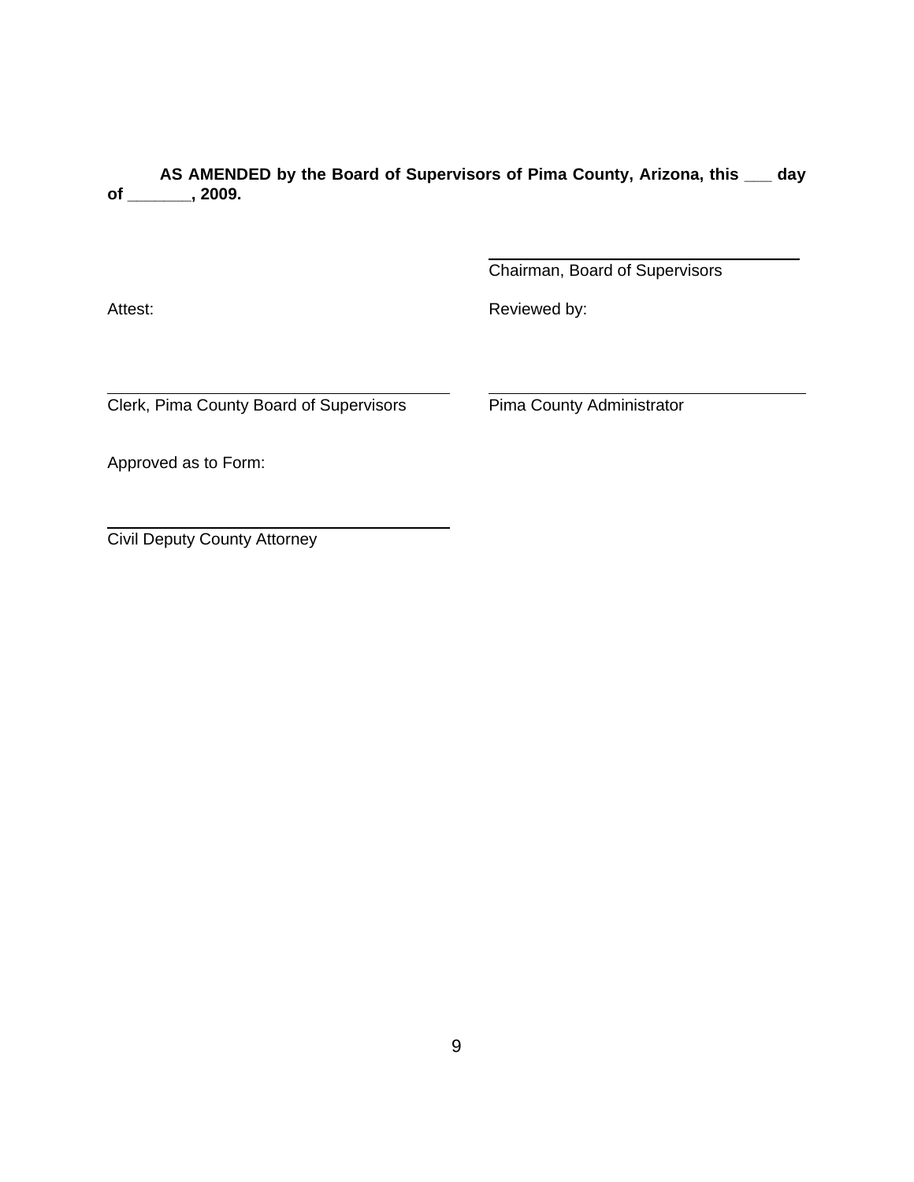**AS AMENDED by the Board of Supervisors of Pima County, Arizona, this ___ day of _______, 2009.**

_______________________________
Chairman, Board of Supervisors

Attest:

_______________________________
Clerk, Pima County Board of Supervisors

Reviewed by:

_______________________________
Pima County Administrator

Approved as to Form:

_______________________________
Civil Deputy County Attorney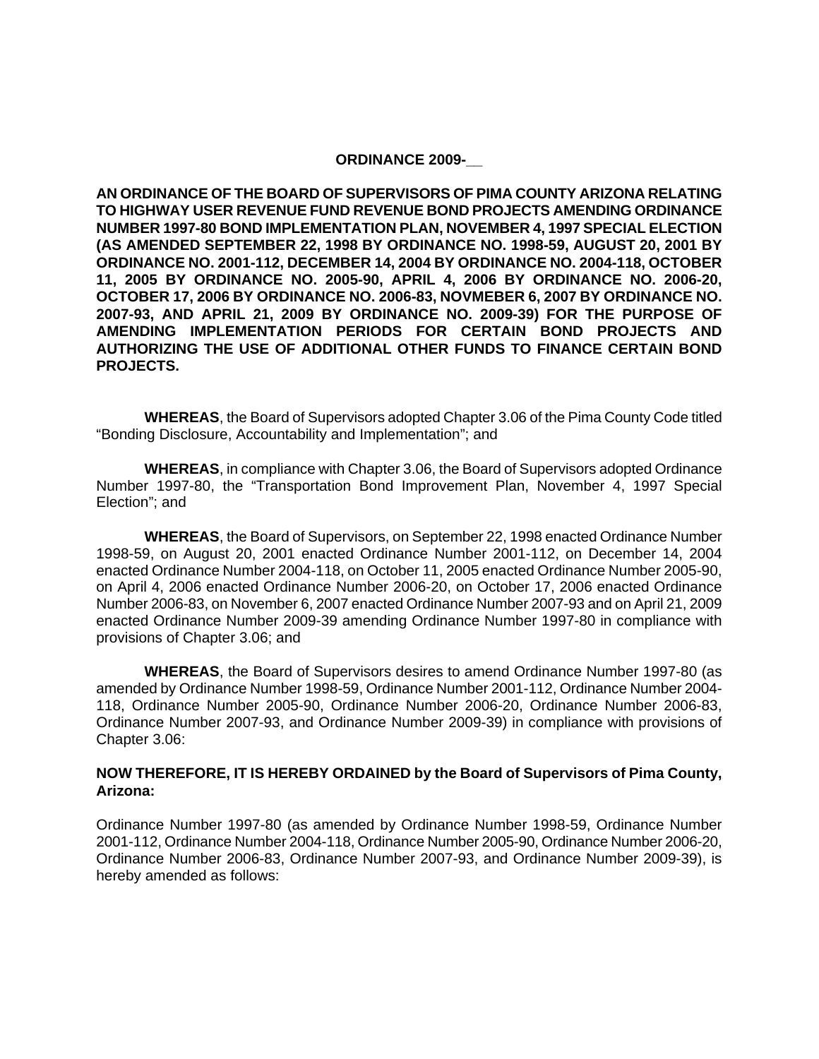**ORDINANCE 2009-__**

**AN ORDINANCE OF THE BOARD OF SUPERVISORS OF PIMA COUNTY ARIZONA RELATING TO HIGHWAY USER REVENUE FUND REVENUE BOND PROJECTS AMENDING ORDINANCE NUMBER 1997-80 BOND IMPLEMENTATION PLAN, NOVEMBER 4, 1997 SPECIAL ELECTION (AS AMENDED SEPTEMBER 22, 1998 BY ORDINANCE NO. 1998-59, AUGUST 20, 2001 BY ORDINANCE NO. 2001-112, DECEMBER 14, 2004 BY ORDINANCE NO. 2004-118, OCTOBER 11, 2005 BY ORDINANCE NO. 2005-90, APRIL 4, 2006 BY ORDINANCE NO. 2006-20, OCTOBER 17, 2006 BY ORDINANCE NO. 2006-83, NOVMEBER 6, 2007 BY ORDINANCE NO. 2007-93, AND APRIL 21, 2009 BY ORDINANCE NO. 2009-39) FOR THE PURPOSE OF AMENDING IMPLEMENTATION PERIODS FOR CERTAIN BOND PROJECTS AND AUTHORIZING THE USE OF ADDITIONAL OTHER FUNDS TO FINANCE CERTAIN BOND PROJECTS.**

**WHEREAS**, the Board of Supervisors adopted Chapter 3.06 of the Pima County Code titled "Bonding Disclosure, Accountability and Implementation"; and

**WHEREAS**, in compliance with Chapter 3.06, the Board of Supervisors adopted Ordinance Number 1997-80, the "Transportation Bond Improvement Plan, November 4, 1997 Special Election"; and

**WHEREAS**, the Board of Supervisors, on September 22, 1998 enacted Ordinance Number 1998-59, on August 20, 2001 enacted Ordinance Number 2001-112, on December 14, 2004 enacted Ordinance Number 2004-118, on October 11, 2005 enacted Ordinance Number 2005-90, on April 4, 2006 enacted Ordinance Number 2006-20, on October 17, 2006 enacted Ordinance Number 2006-83, on November 6, 2007 enacted Ordinance Number 2007-93 and on April 21, 2009 enacted Ordinance Number 2009-39 amending Ordinance Number 1997-80 in compliance with provisions of Chapter 3.06; and

**WHEREAS**, the Board of Supervisors desires to amend Ordinance Number 1997-80 (as amended by Ordinance Number 1998-59, Ordinance Number 2001-112, Ordinance Number 2004-118, Ordinance Number 2005-90, Ordinance Number 2006-20, Ordinance Number 2006-83, Ordinance Number 2007-93, and Ordinance Number 2009-39) in compliance with provisions of Chapter 3.06:

**NOW THEREFORE, IT IS HEREBY ORDAINED by the Board of Supervisors of Pima County, Arizona:**

Ordinance Number 1997-80 (as amended by Ordinance Number 1998-59, Ordinance Number 2001-112, Ordinance Number 2004-118, Ordinance Number 2005-90, Ordinance Number 2006-20, Ordinance Number 2006-83, Ordinance Number 2007-93, and Ordinance Number 2009-39), is hereby amended as follows: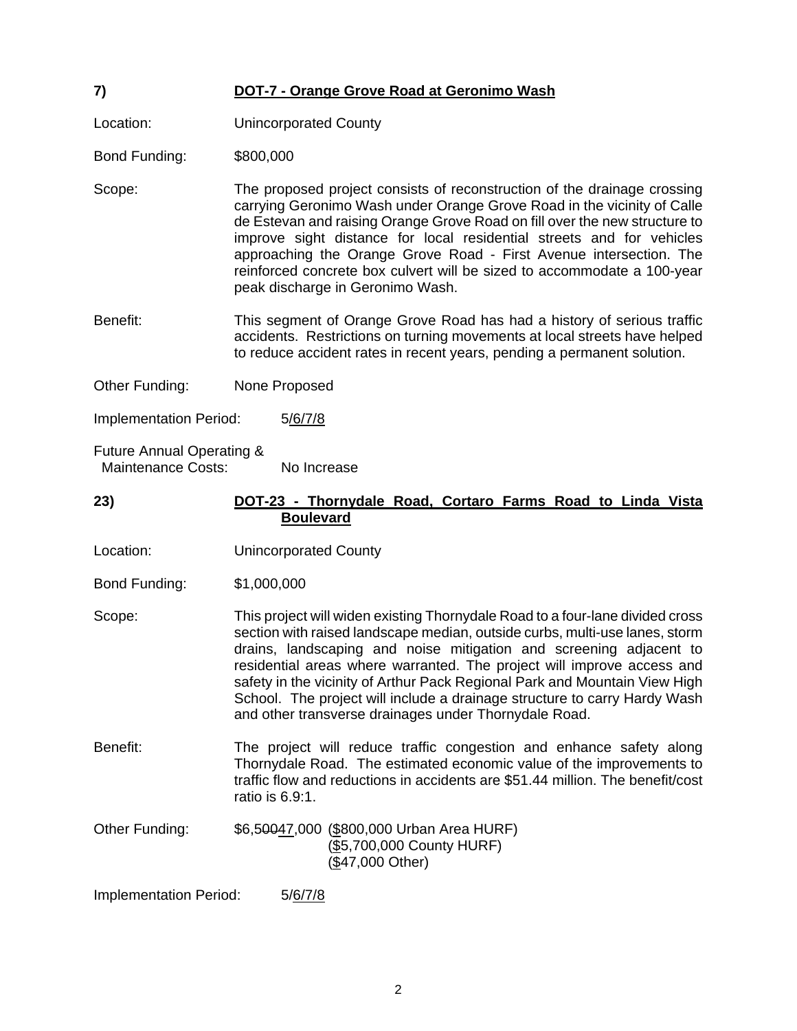**7) DOT-7 - Orange Grove Road at Geronimo Wash**

Location: Unincorporated County

Bond Funding: $800,000

Scope: The proposed project consists of reconstruction of the drainage crossing carrying Geronimo Wash under Orange Grove Road in the vicinity of Calle de Estevan and raising Orange Grove Road on fill over the new structure to improve sight distance for local residential streets and for vehicles approaching the Orange Grove Road - First Avenue intersection. The reinforced concrete box culvert will be sized to accommodate a 100-year peak discharge in Geronimo Wash.

Benefit: This segment of Orange Grove Road has had a history of serious traffic accidents. Restrictions on turning movements at local streets have helped to reduce accident rates in recent years, pending a permanent solution.

Other Funding: None Proposed

Implementation Period: 5/6/7/8

Future Annual Operating & Maintenance Costs: No Increase

**23) DOT-23 - Thornydale Road, Cortaro Farms Road to Linda Vista Boulevard**

Location: Unincorporated County

Bond Funding: $1,000,000

Scope: This project will widen existing Thornydale Road to a four-lane divided cross section with raised landscape median, outside curbs, multi-use lanes, storm drains, landscaping and noise mitigation and screening adjacent to residential areas where warranted. The project will improve access and safety in the vicinity of Arthur Pack Regional Park and Mountain View High School. The project will include a drainage structure to carry Hardy Wash and other transverse drainages under Thornydale Road.

Benefit: The project will reduce traffic congestion and enhance safety along Thornydale Road. The estimated economic value of the improvements to traffic flow and reductions in accidents are $51.44 million. The benefit/cost ratio is 6.9:1.

Other Funding: $6,5~~00~~47,000 ($800,000 Urban Area HURF)
($5,700,000 County HURF)
($47,000 Other)

Implementation Period: 5/6/7/8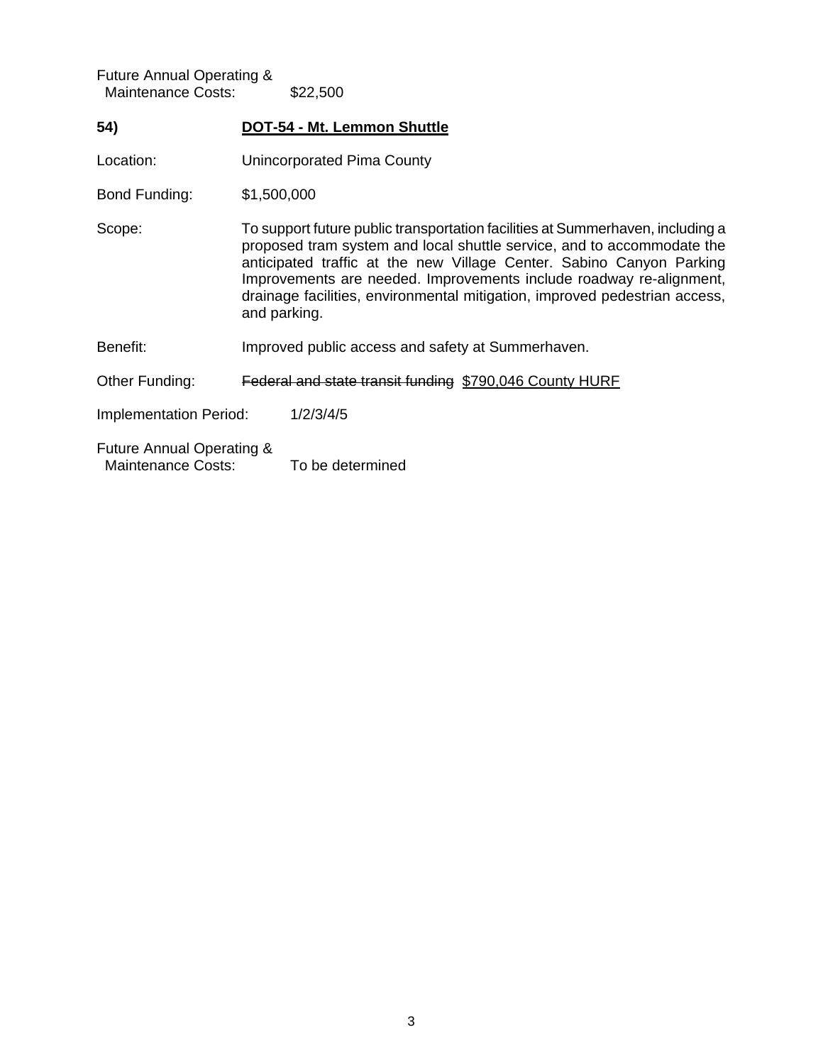Future Annual Operating & Maintenance Costs: $22,500

**54) <u>DOT-54 - Mt. Lemmon Shuttle</u>**

Location: Unincorporated Pima County

Bond Funding: $1,500,000

Scope: To support future public transportation facilities at Summerhaven, including a proposed tram system and local shuttle service, and to accommodate the anticipated traffic at the new Village Center. Sabino Canyon Parking Improvements are needed. Improvements include roadway re-alignment, drainage facilities, environmental mitigation, improved pedestrian access, and parking.

Benefit: Improved public access and safety at Summerhaven.

Other Funding: ~~Federal and state transit funding~~ <u>$790,046 County HURF</u>

Implementation Period: 1/2/3/4/5

Future Annual Operating & Maintenance Costs: To be determined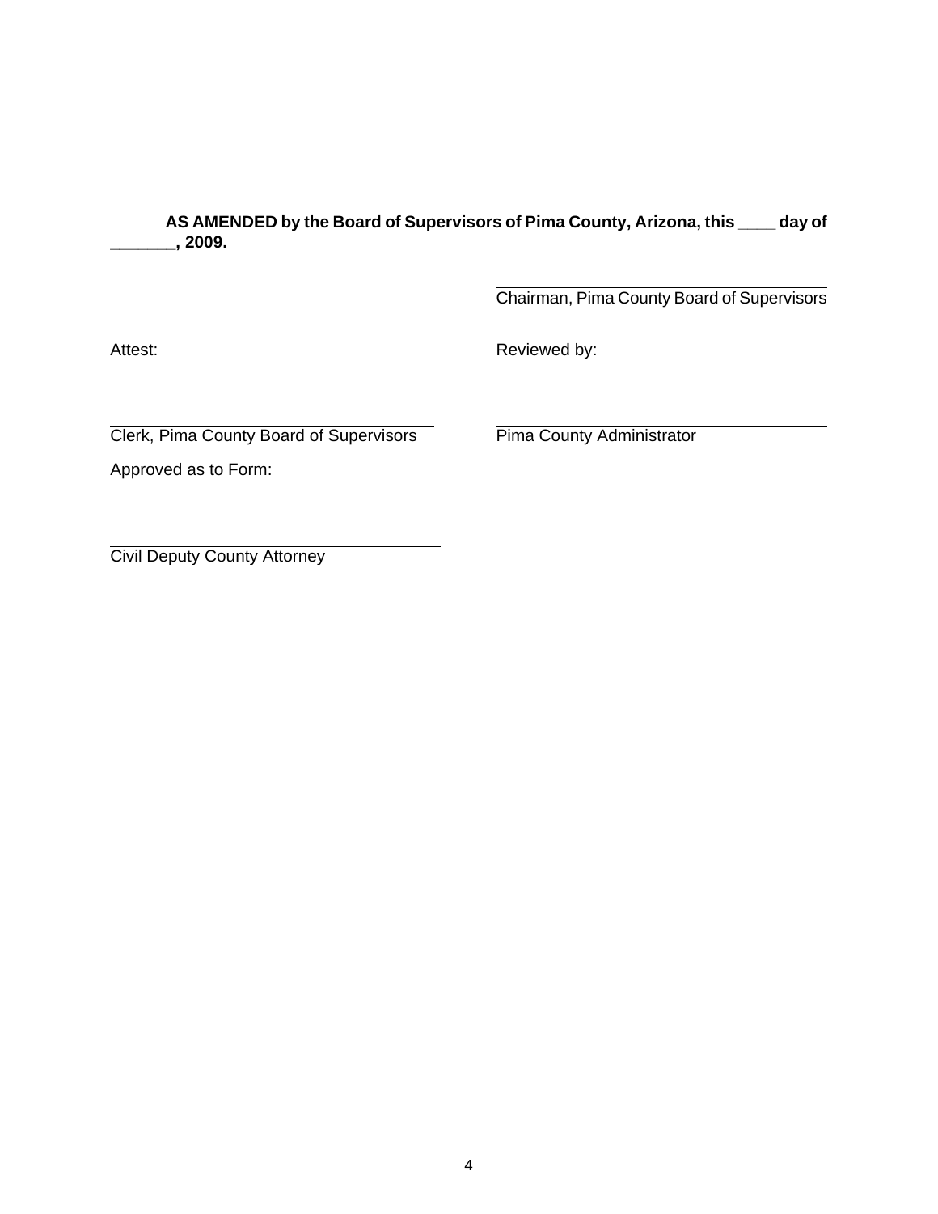**AS AMENDED by the Board of Supervisors of Pima County, Arizona, this ____ day of _______, 2009.**

______________________________
Chairman, Pima County Board of Supervisors

Attest:

______________________________
Clerk, Pima County Board of Supervisors

Reviewed by:

______________________________
Pima County Administrator

Approved as to Form:

______________________________
Civil Deputy County Attorney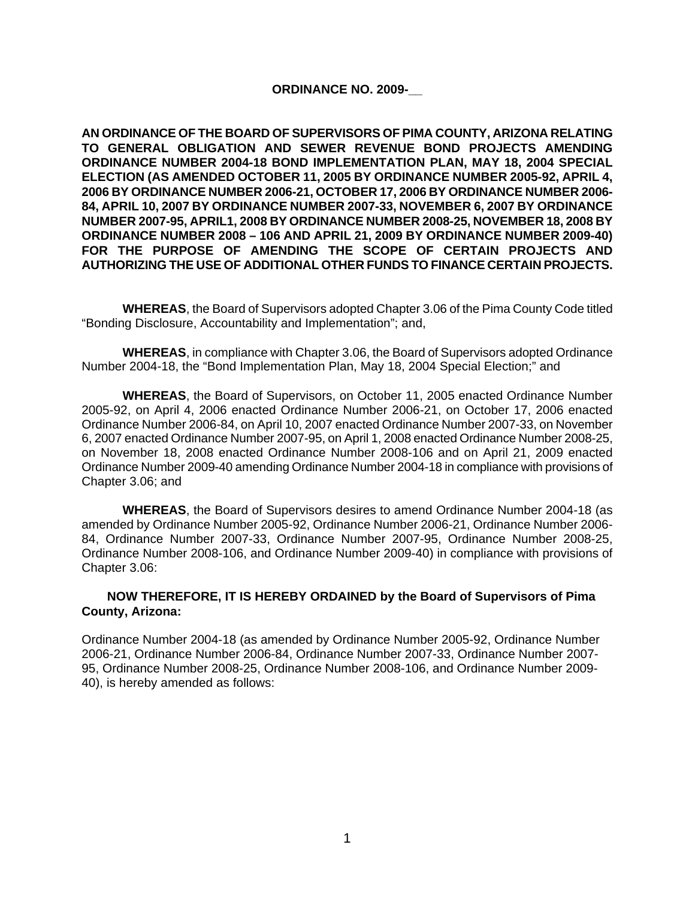**ORDINANCE NO. 2009-__**

**AN ORDINANCE OF THE BOARD OF SUPERVISORS OF PIMA COUNTY, ARIZONA RELATING TO GENERAL OBLIGATION AND SEWER REVENUE BOND PROJECTS AMENDING ORDINANCE NUMBER 2004-18 BOND IMPLEMENTATION PLAN, MAY 18, 2004 SPECIAL ELECTION (AS AMENDED OCTOBER 11, 2005 BY ORDINANCE NUMBER 2005-92, APRIL 4, 2006 BY ORDINANCE NUMBER 2006-21, OCTOBER 17, 2006 BY ORDINANCE NUMBER 2006-84, APRIL 10, 2007 BY ORDINANCE NUMBER 2007-33, NOVEMBER 6, 2007 BY ORDINANCE NUMBER 2007-95, APRIL1, 2008 BY ORDINANCE NUMBER 2008-25, NOVEMBER 18, 2008 BY ORDINANCE NUMBER 2008 – 106 AND APRIL 21, 2009 BY ORDINANCE NUMBER 2009-40) FOR THE PURPOSE OF AMENDING THE SCOPE OF CERTAIN PROJECTS AND AUTHORIZING THE USE OF ADDITIONAL OTHER FUNDS TO FINANCE CERTAIN PROJECTS.**

**WHEREAS**, the Board of Supervisors adopted Chapter 3.06 of the Pima County Code titled "Bonding Disclosure, Accountability and Implementation"; and,

**WHEREAS**, in compliance with Chapter 3.06, the Board of Supervisors adopted Ordinance Number 2004-18, the "Bond Implementation Plan, May 18, 2004 Special Election;" and

**WHEREAS**, the Board of Supervisors, on October 11, 2005 enacted Ordinance Number 2005-92, on April 4, 2006 enacted Ordinance Number 2006-21, on October 17, 2006 enacted Ordinance Number 2006-84, on April 10, 2007 enacted Ordinance Number 2007-33, on November 6, 2007 enacted Ordinance Number 2007-95, on April 1, 2008 enacted Ordinance Number 2008-25, on November 18, 2008 enacted Ordinance Number 2008-106 and on April 21, 2009 enacted Ordinance Number 2009-40 amending Ordinance Number 2004-18 in compliance with provisions of Chapter 3.06; and

**WHEREAS**, the Board of Supervisors desires to amend Ordinance Number 2004-18 (as amended by Ordinance Number 2005-92, Ordinance Number 2006-21, Ordinance Number 2006-84, Ordinance Number 2007-33, Ordinance Number 2007-95, Ordinance Number 2008-25, Ordinance Number 2008-106, and Ordinance Number 2009-40) in compliance with provisions of Chapter 3.06:

**NOW THEREFORE, IT IS HEREBY ORDAINED by the Board of Supervisors of Pima County, Arizona:**

Ordinance Number 2004-18 (as amended by Ordinance Number 2005-92, Ordinance Number 2006-21, Ordinance Number 2006-84, Ordinance Number 2007-33, Ordinance Number 2007-95, Ordinance Number 2008-25, Ordinance Number 2008-106, and Ordinance Number 2009-40), is hereby amended as follows: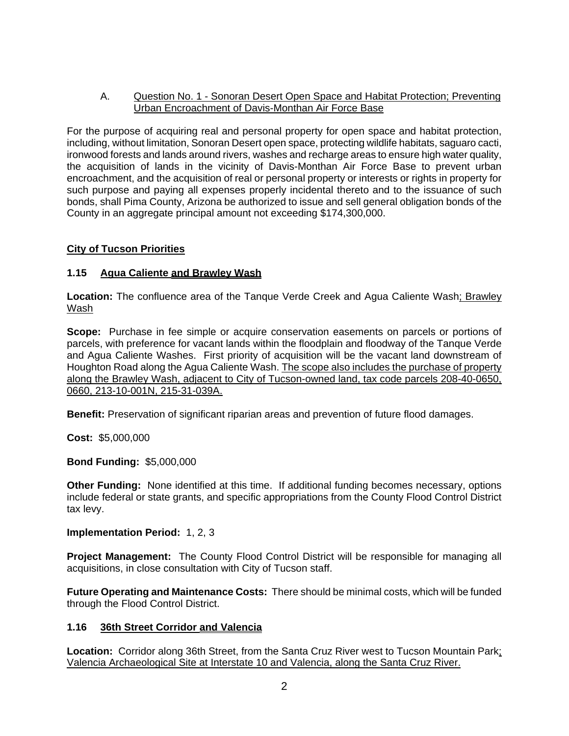A. Question No. 1 - Sonoran Desert Open Space and Habitat Protection; Preventing Urban Encroachment of Davis-Monthan Air Force Base

For the purpose of acquiring real and personal property for open space and habitat protection, including, without limitation, Sonoran Desert open space, protecting wildlife habitats, saguaro cacti, ironwood forests and lands around rivers, washes and recharge areas to ensure high water quality, the acquisition of lands in the vicinity of Davis-Monthan Air Force Base to prevent urban encroachment, and the acquisition of real or personal property or interests or rights in property for such purpose and paying all expenses properly incidental thereto and to the issuance of such bonds, shall Pima County, Arizona be authorized to issue and sell general obligation bonds of the County in an aggregate principal amount not exceeding $174,300,000.

**City of Tucson Priorities**

**1.15 Agua Caliente and Brawley Wash**

**Location:** The confluence area of the Tanque Verde Creek and Agua Caliente Wash; Brawley Wash

**Scope:** Purchase in fee simple or acquire conservation easements on parcels or portions of parcels, with preference for vacant lands within the floodplain and floodway of the Tanque Verde and Agua Caliente Washes. First priority of acquisition will be the vacant land downstream of Houghton Road along the Agua Caliente Wash. The scope also includes the purchase of property along the Brawley Wash, adjacent to City of Tucson-owned land, tax code parcels 208-40-0650, 0660, 213-10-001N, 215-31-039A.

**Benefit:** Preservation of significant riparian areas and prevention of future flood damages.

**Cost:** $5,000,000

**Bond Funding:** $5,000,000

**Other Funding:** None identified at this time. If additional funding becomes necessary, options include federal or state grants, and specific appropriations from the County Flood Control District tax levy.

**Implementation Period:** 1, 2, 3

**Project Management:** The County Flood Control District will be responsible for managing all acquisitions, in close consultation with City of Tucson staff.

**Future Operating and Maintenance Costs:** There should be minimal costs, which will be funded through the Flood Control District.

**1.16 36th Street Corridor and Valencia**

**Location:** Corridor along 36th Street, from the Santa Cruz River west to Tucson Mountain Park; Valencia Archaeological Site at Interstate 10 and Valencia, along the Santa Cruz River.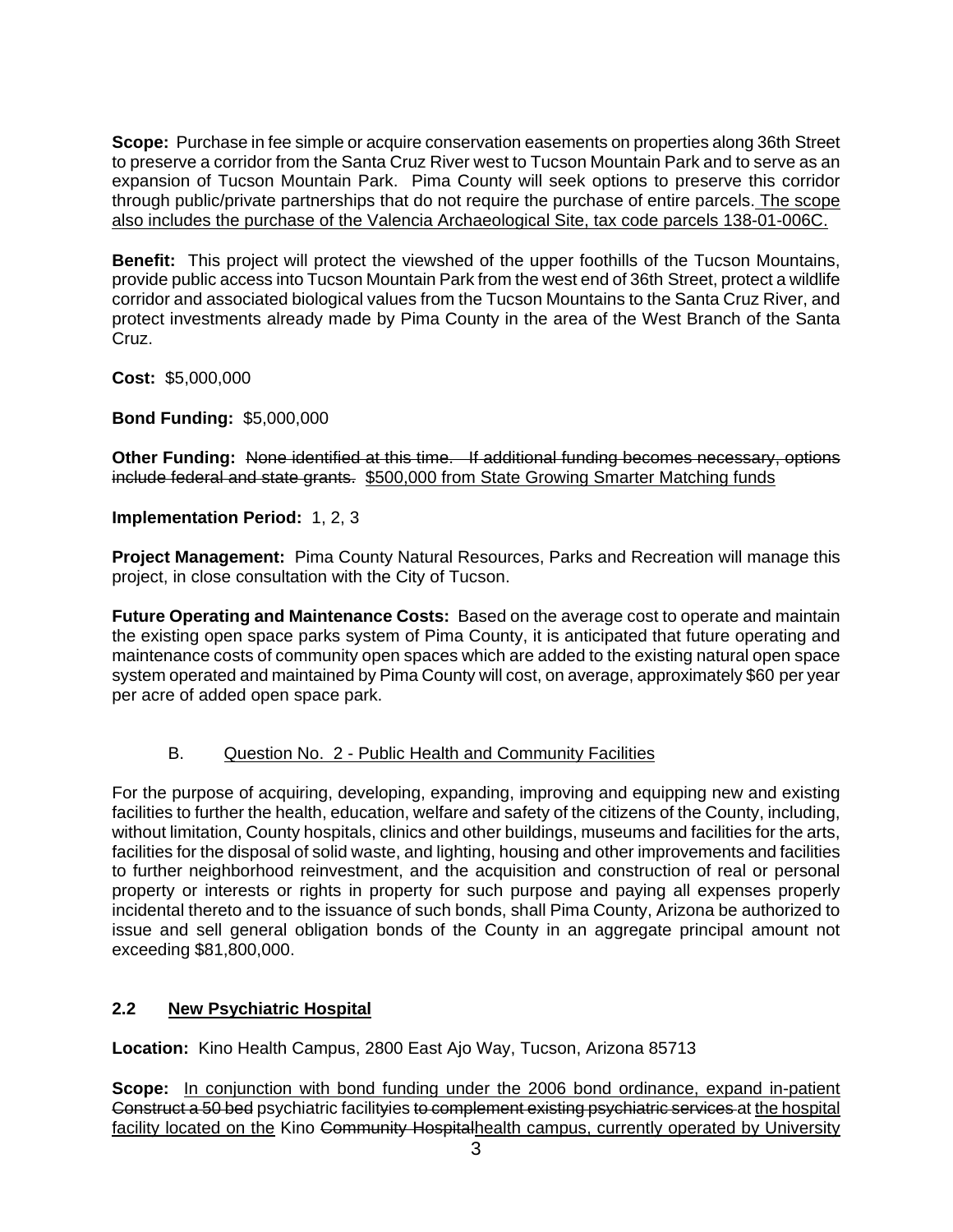**Scope:** Purchase in fee simple or acquire conservation easements on properties along 36th Street to preserve a corridor from the Santa Cruz River west to Tucson Mountain Park and to serve as an expansion of Tucson Mountain Park. Pima County will seek options to preserve this corridor through public/private partnerships that do not require the purchase of entire parcels. <u>The scope also includes the purchase of the Valencia Archaeological Site, tax code parcels 138-01-006C.</u>

**Benefit:** This project will protect the viewshed of the upper foothills of the Tucson Mountains, provide public access into Tucson Mountain Park from the west end of 36th Street, protect a wildlife corridor and associated biological values from the Tucson Mountains to the Santa Cruz River, and protect investments already made by Pima County in the area of the West Branch of the Santa Cruz.

**Cost:** $5,000,000

**Bond Funding:** $5,000,000

**Other Funding:** ~~None identified at this time. If additional funding becomes necessary, options include federal and state grants.~~ <u>$500,000 from State Growing Smarter Matching funds</u>

**Implementation Period:** 1, 2, 3

**Project Management:** Pima County Natural Resources, Parks and Recreation will manage this project, in close consultation with the City of Tucson.

**Future Operating and Maintenance Costs:** Based on the average cost to operate and maintain the existing open space parks system of Pima County, it is anticipated that future operating and maintenance costs of community open spaces which are added to the existing natural open space system operated and maintained by Pima County will cost, on average, approximately $60 per year per acre of added open space park.

B. <u>Question No. 2 - Public Health and Community Facilities</u>

For the purpose of acquiring, developing, expanding, improving and equipping new and existing facilities to further the health, education, welfare and safety of the citizens of the County, including, without limitation, County hospitals, clinics and other buildings, museums and facilities for the arts, facilities for the disposal of solid waste, and lighting, housing and other improvements and facilities to further neighborhood reinvestment, and the acquisition and construction of real or personal property or interests or rights in property for such purpose and paying all expenses properly incidental thereto and to the issuance of such bonds, shall Pima County, Arizona be authorized to issue and sell general obligation bonds of the County in an aggregate principal amount not exceeding $81,800,000.

**2.2 <u>New Psychiatric Hospital</u>**

**Location:** Kino Health Campus, 2800 East Ajo Way, Tucson, Arizona 85713

**Scope:** <u>In conjunction with bond funding under the 2006 bond ordinance, expand in-patient</u> ~~Construct a 50 bed~~ psychiatric facilit~~ies~~y ~~to complement existing psychiatric services~~ at <u>the hospital facility located on the</u> Kino ~~Community Hospital~~<u>health campus, currently operated by University</u>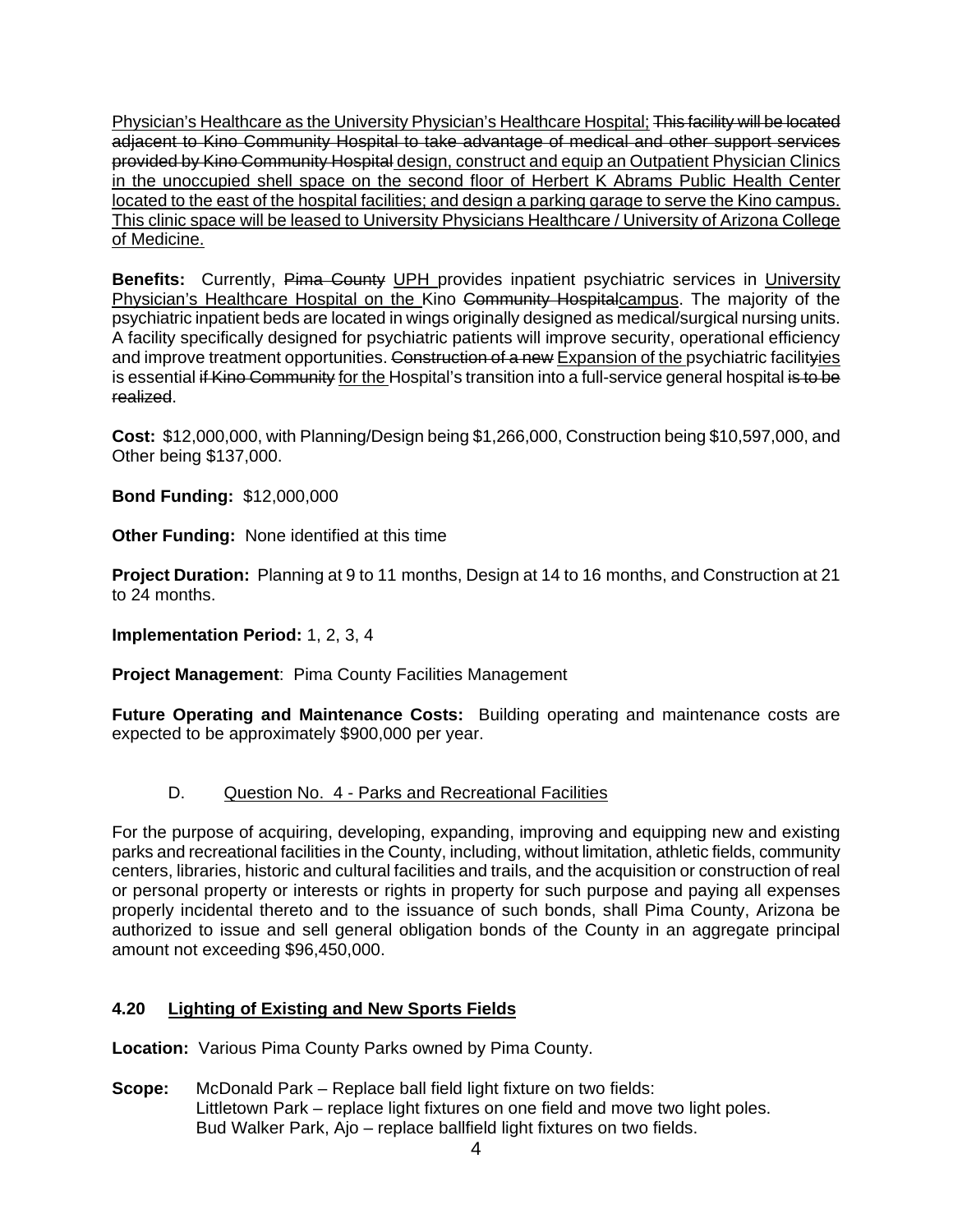Physician's Healthcare as the University Physician's Healthcare Hospital; ~~This facility will be located adjacent to Kino Community Hospital to take advantage of medical and other support services provided by Kino Community Hospital~~ design, construct and equip an Outpatient Physician Clinics in the unoccupied shell space on the second floor of Herbert K Abrams Public Health Center located to the east of the hospital facilities; and design a parking garage to serve the Kino campus. This clinic space will be leased to University Physicians Healthcare / University of Arizona College of Medicine.

**Benefits:** Currently, ~~Pima County~~ UPH provides inpatient psychiatric services in University Physician's Healthcare Hospital on the Kino ~~Community Hospital~~campus. The majority of the psychiatric inpatient beds are located in wings originally designed as medical/surgical nursing units. A facility specifically designed for psychiatric patients will improve security, operational efficiency and improve treatment opportunities. ~~Construction of a new~~ Expansion of the psychiatric facilit~~y~~ies is essential ~~if Kino Community~~ for the Hospital's transition into a full-service general hospital ~~is to be realized~~.

**Cost:** $12,000,000, with Planning/Design being $1,266,000, Construction being $10,597,000, and Other being $137,000.

**Bond Funding:** $12,000,000

**Other Funding:** None identified at this time

**Project Duration:** Planning at 9 to 11 months, Design at 14 to 16 months, and Construction at 21 to 24 months.

**Implementation Period:** 1, 2, 3, 4

**Project Management**: Pima County Facilities Management

**Future Operating and Maintenance Costs:** Building operating and maintenance costs are expected to be approximately $900,000 per year.

D. Question No. 4 - Parks and Recreational Facilities

For the purpose of acquiring, developing, expanding, improving and equipping new and existing parks and recreational facilities in the County, including, without limitation, athletic fields, community centers, libraries, historic and cultural facilities and trails, and the acquisition or construction of real or personal property or interests or rights in property for such purpose and paying all expenses properly incidental thereto and to the issuance of such bonds, shall Pima County, Arizona be authorized to issue and sell general obligation bonds of the County in an aggregate principal amount not exceeding $96,450,000.

**4.20 Lighting of Existing and New Sports Fields**

**Location:** Various Pima County Parks owned by Pima County.

**Scope:** McDonald Park – Replace ball field light fixture on two fields:
Littletown Park – replace light fixtures on one field and move two light poles.
Bud Walker Park, Ajo – replace ballfield light fixtures on two fields.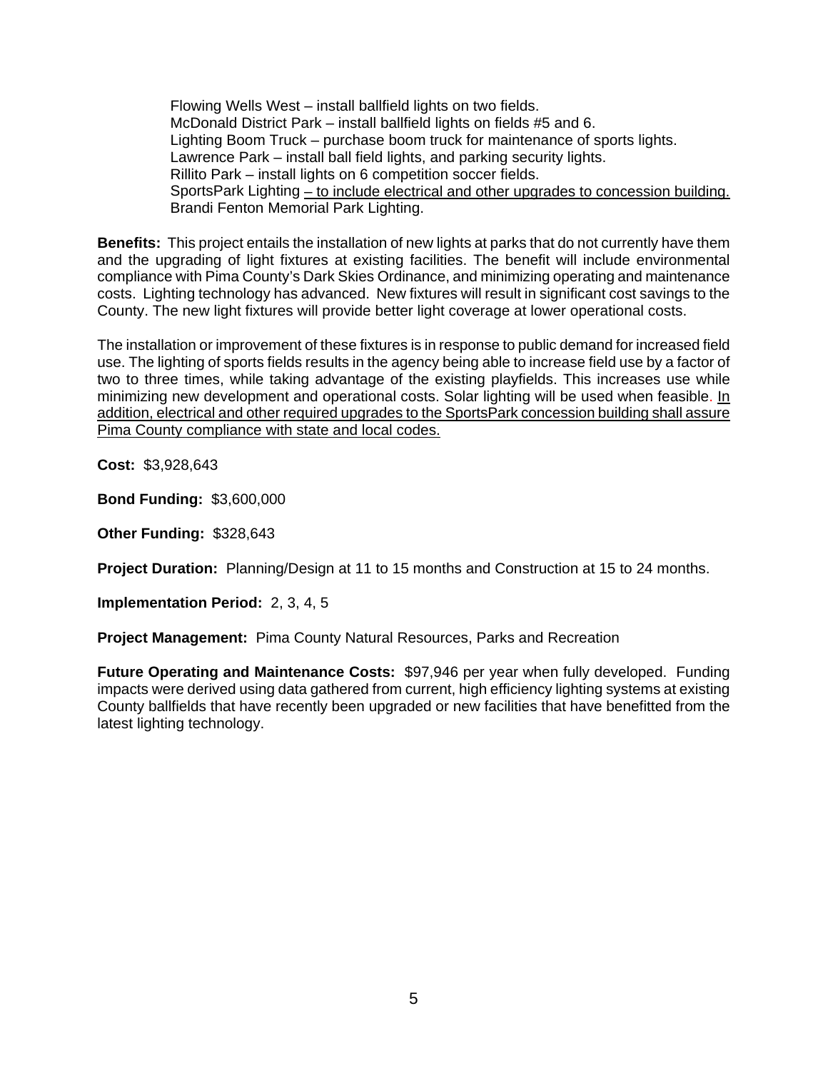Flowing Wells West – install ballfield lights on two fields.
McDonald District Park – install ballfield lights on fields #5 and 6.
Lighting Boom Truck – purchase boom truck for maintenance of sports lights.
Lawrence Park – install ball field lights, and parking security lights.
Rillito Park – install lights on 6 competition soccer fields.
SportsPark Lighting <u>– to include electrical and other upgrades to concession building.</u>
Brandi Fenton Memorial Park Lighting.

**Benefits:** This project entails the installation of new lights at parks that do not currently have them and the upgrading of light fixtures at existing facilities. The benefit will include environmental compliance with Pima County's Dark Skies Ordinance, and minimizing operating and maintenance costs. Lighting technology has advanced. New fixtures will result in significant cost savings to the County. The new light fixtures will provide better light coverage at lower operational costs.

The installation or improvement of these fixtures is in response to public demand for increased field use. The lighting of sports fields results in the agency being able to increase field use by a factor of two to three times, while taking advantage of the existing playfields. This increases use while minimizing new development and operational costs. Solar lighting will be used when feasible. <u>In addition, electrical and other required upgrades to the SportsPark concession building shall assure Pima County compliance with state and local codes.</u>

**Cost:** $3,928,643

**Bond Funding:** $3,600,000

**Other Funding:** $328,643

**Project Duration:** Planning/Design at 11 to 15 months and Construction at 15 to 24 months.

**Implementation Period:** 2, 3, 4, 5

**Project Management:** Pima County Natural Resources, Parks and Recreation

**Future Operating and Maintenance Costs:** $97,946 per year when fully developed. Funding impacts were derived using data gathered from current, high efficiency lighting systems at existing County ballfields that have recently been upgraded or new facilities that have benefitted from the latest lighting technology.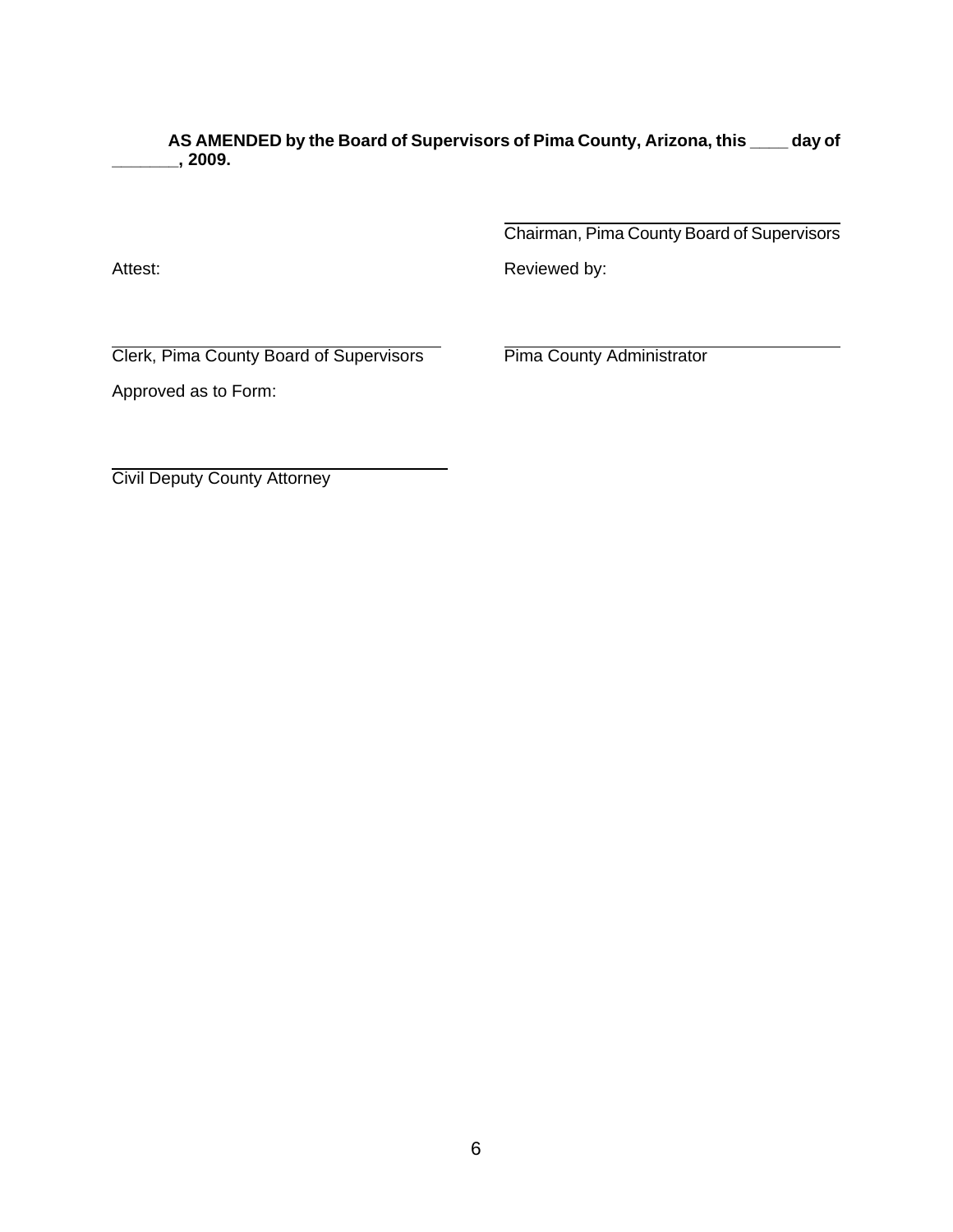**AS AMENDED by the Board of Supervisors of Pima County, Arizona, this ____ day of _______, 2009.**

\_\_\_\_\_\_\_\_\_\_\_\_\_\_\_\_\_\_\_\_\_\_\_\_\_\_\_\_\_\_\_\_\_\_\_\_
Chairman, Pima County Board of Supervisors

Attest:

\_\_\_\_\_\_\_\_\_\_\_\_\_\_\_\_\_\_\_\_\_\_\_\_\_\_\_\_\_\_\_\_\_\_\_\_
Clerk, Pima County Board of Supervisors

Reviewed by:

\_\_\_\_\_\_\_\_\_\_\_\_\_\_\_\_\_\_\_\_\_\_\_\_\_\_\_\_\_\_\_\_\_\_\_\_
Pima County Administrator

Approved as to Form:

\_\_\_\_\_\_\_\_\_\_\_\_\_\_\_\_\_\_\_\_\_\_\_\_\_\_\_\_\_\_\_\_\_\_\_\_
Civil Deputy County Attorney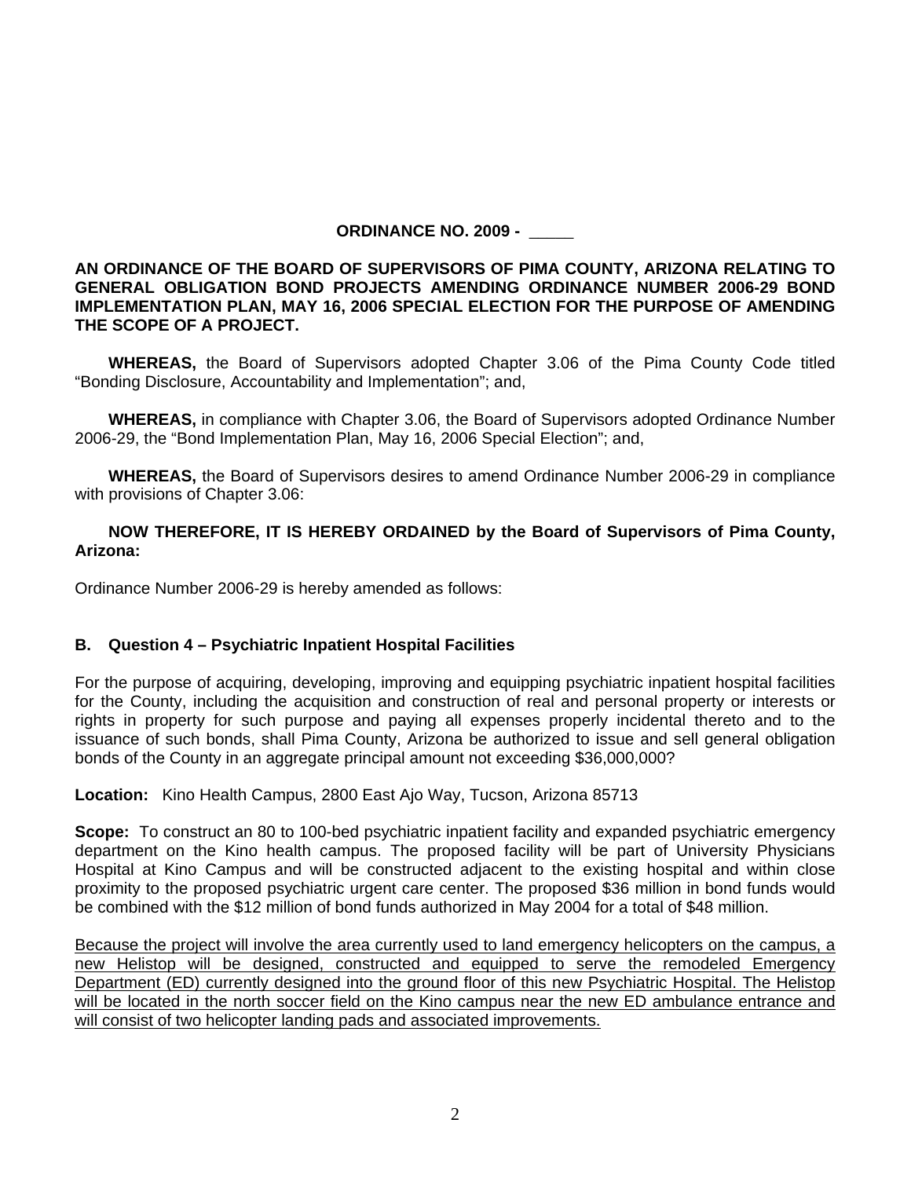**ORDINANCE NO. 2009 - _____**

**AN ORDINANCE OF THE BOARD OF SUPERVISORS OF PIMA COUNTY, ARIZONA RELATING TO GENERAL OBLIGATION BOND PROJECTS AMENDING ORDINANCE NUMBER 2006-29 BOND IMPLEMENTATION PLAN, MAY 16, 2006 SPECIAL ELECTION FOR THE PURPOSE OF AMENDING THE SCOPE OF A PROJECT.**

**WHEREAS,** the Board of Supervisors adopted Chapter 3.06 of the Pima County Code titled "Bonding Disclosure, Accountability and Implementation"; and,

**WHEREAS,** in compliance with Chapter 3.06, the Board of Supervisors adopted Ordinance Number 2006-29, the "Bond Implementation Plan, May 16, 2006 Special Election"; and,

**WHEREAS,** the Board of Supervisors desires to amend Ordinance Number 2006-29 in compliance with provisions of Chapter 3.06:

**NOW THEREFORE, IT IS HEREBY ORDAINED by the Board of Supervisors of Pima County, Arizona:**

Ordinance Number 2006-29 is hereby amended as follows:

**B. Question 4 – Psychiatric Inpatient Hospital Facilities**

For the purpose of acquiring, developing, improving and equipping psychiatric inpatient hospital facilities for the County, including the acquisition and construction of real and personal property or interests or rights in property for such purpose and paying all expenses properly incidental thereto and to the issuance of such bonds, shall Pima County, Arizona be authorized to issue and sell general obligation bonds of the County in an aggregate principal amount not exceeding $36,000,000?

**Location:** Kino Health Campus, 2800 East Ajo Way, Tucson, Arizona 85713

**Scope:** To construct an 80 to 100-bed psychiatric inpatient facility and expanded psychiatric emergency department on the Kino health campus. The proposed facility will be part of University Physicians Hospital at Kino Campus and will be constructed adjacent to the existing hospital and within close proximity to the proposed psychiatric urgent care center. The proposed $36 million in bond funds would be combined with the $12 million of bond funds authorized in May 2004 for a total of $48 million.

<u>Because the project will involve the area currently used to land emergency helicopters on the campus, a new Helistop will be designed, constructed and equipped to serve the remodeled Emergency Department (ED) currently designed into the ground floor of this new Psychiatric Hospital. The Helistop will be located in the north soccer field on the Kino campus near the new ED ambulance entrance and will consist of two helicopter landing pads and associated improvements.</u>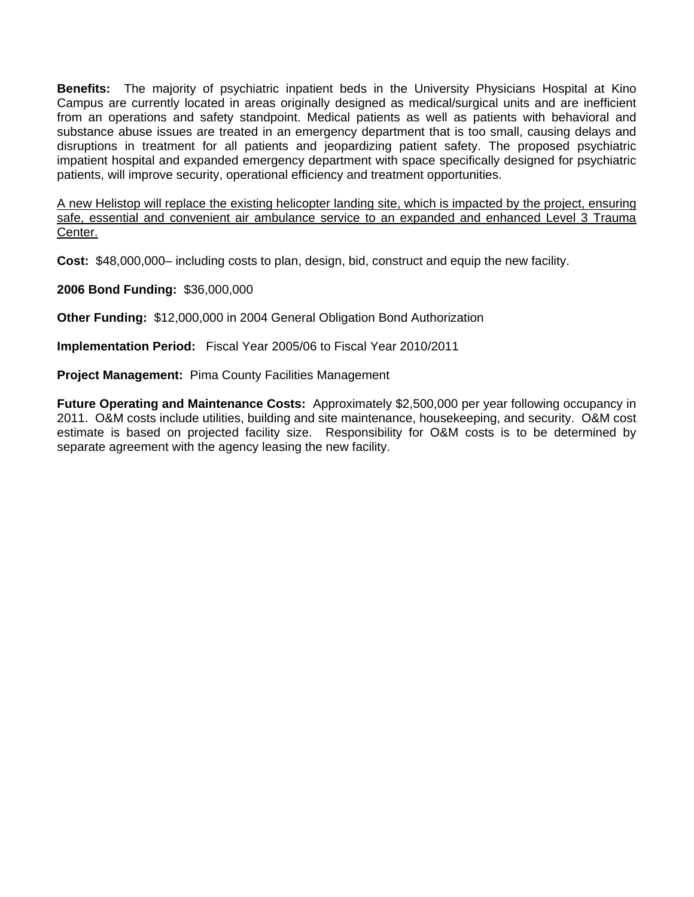**Benefits:** The majority of psychiatric inpatient beds in the University Physicians Hospital at Kino Campus are currently located in areas originally designed as medical/surgical units and are inefficient from an operations and safety standpoint. Medical patients as well as patients with behavioral and substance abuse issues are treated in an emergency department that is too small, causing delays and disruptions in treatment for all patients and jeopardizing patient safety. The proposed psychiatric impatient hospital and expanded emergency department with space specifically designed for psychiatric patients, will improve security, operational efficiency and treatment opportunities.

<u>A new Helistop will replace the existing helicopter landing site, which is impacted by the project, ensuring safe, essential and convenient air ambulance service to an expanded and enhanced Level 3 Trauma Center.</u>

**Cost:** $48,000,000– including costs to plan, design, bid, construct and equip the new facility.

**2006 Bond Funding:** $36,000,000

**Other Funding:** $12,000,000 in 2004 General Obligation Bond Authorization

**Implementation Period:** Fiscal Year 2005/06 to Fiscal Year 2010/2011

**Project Management:** Pima County Facilities Management

**Future Operating and Maintenance Costs:** Approximately $2,500,000 per year following occupancy in 2011. O&M costs include utilities, building and site maintenance, housekeeping, and security. O&M cost estimate is based on projected facility size. Responsibility for O&M costs is to be determined by separate agreement with the agency leasing the new facility.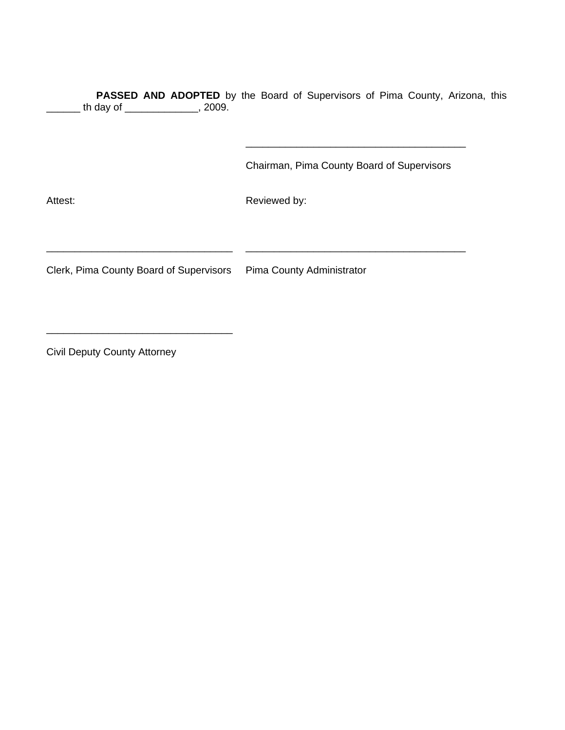**PASSED AND ADOPTED** by the Board of Supervisors of Pima County, Arizona, this ______ th day of _____________, 2009.

_______________________________________

Chairman, Pima County Board of Supervisors

Attest: Reviewed by:

_________________________________ _______________________________________

Clerk, Pima County Board of Supervisors Pima County Administrator

_________________________________

Civil Deputy County Attorney